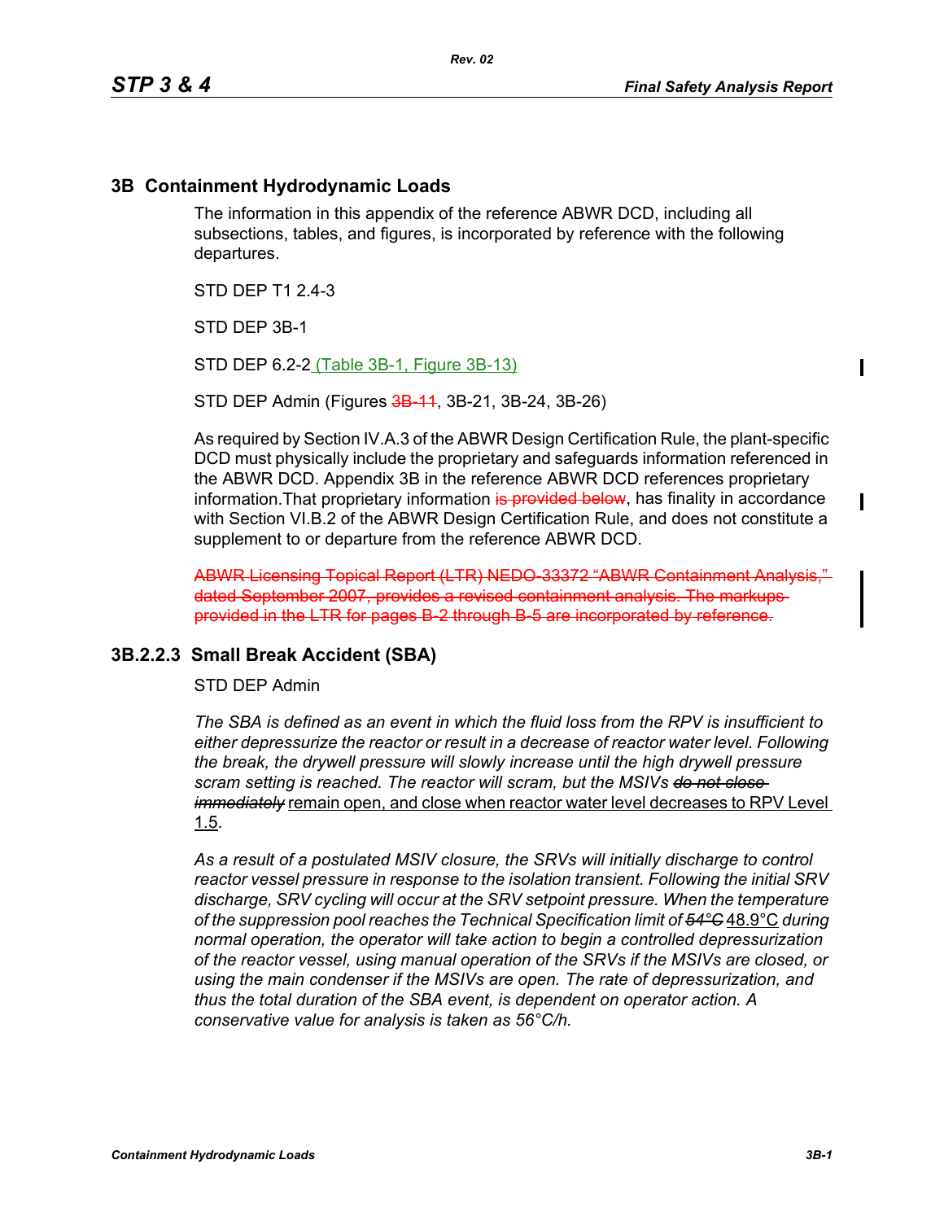## 3B Containment Hydrodynamic Loads

The information in this appendix of the reference ABWR DCD, including all subsections, tables, and figures, is incorporated by reference with the following departures.

STD DEP T1 2.4-3

STD DEP 3B-1

STD DEP 6.2-2 (Table 3B-1, Figure 3B-13)

STD DEP Admin (Figures ~~3B-11~~, 3B-21, 3B-24, 3B-26)

As required by Section IV.A.3 of the ABWR Design Certification Rule, the plant-specific DCD must physically include the proprietary and safeguards information referenced in the ABWR DCD. Appendix 3B in the reference ABWR DCD references proprietary information.That proprietary information ~~is provided below~~, has finality in accordance with Section VI.B.2 of the ABWR Design Certification Rule, and does not constitute a supplement to or departure from the reference ABWR DCD.

~~ABWR Licensing Topical Report (LTR) NEDO-33372 "ABWR Containment Analysis," dated September 2007, provides a revised containment analysis. The markups provided in the LTR for pages B-2 through B-5 are incorporated by reference.~~

### 3B.2.2.3 Small Break Accident (SBA)

STD DEP Admin

*The SBA is defined as an event in which the fluid loss from the RPV is insufficient to either depressurize the reactor or result in a decrease of reactor water level. Following the break, the drywell pressure will slowly increase until the high drywell pressure scram setting is reached. The reactor will scram, but the MSIVs ~~do not close immediately~~* remain open, and close when reactor water level decreases to RPV Level 1.5.

*As a result of a postulated MSIV closure, the SRVs will initially discharge to control reactor vessel pressure in response to the isolation transient. Following the initial SRV discharge, SRV cycling will occur at the SRV setpoint pressure. When the temperature of the suppression pool reaches the Technical Specification limit of ~~54°C~~* 48.9°C *during normal operation, the operator will take action to begin a controlled depressurization of the reactor vessel, using manual operation of the SRVs if the MSIVs are closed, or using the main condenser if the MSIVs are open. The rate of depressurization, and thus the total duration of the SBA event, is dependent on operator action. A conservative value for analysis is taken as 56°C/h.*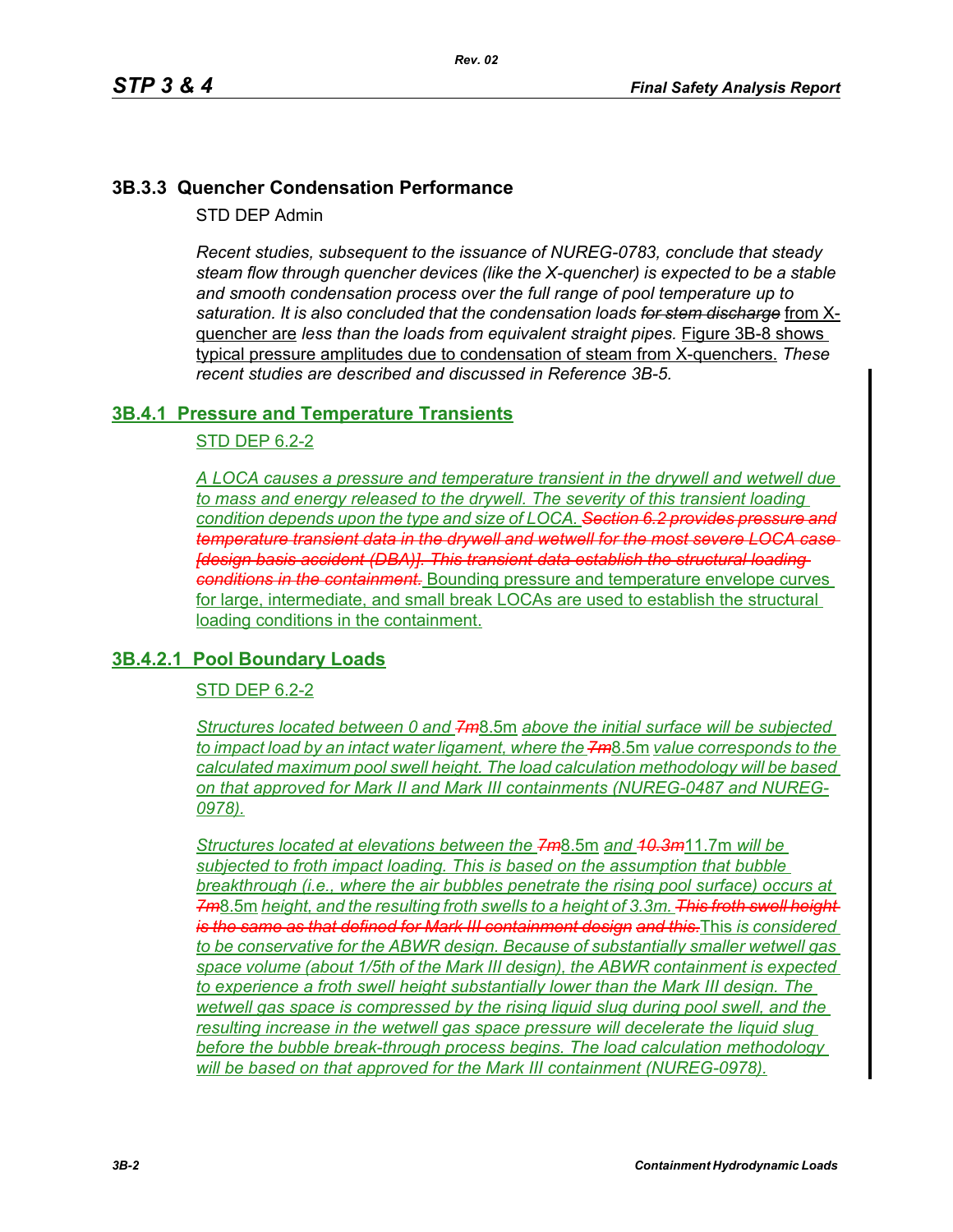## 3B.3.3 Quencher Condensation Performance

STD DEP Admin

*Recent studies, subsequent to the issuance of NUREG-0783, conclude that steady steam flow through quencher devices (like the X-quencher) is expected to be a stable and smooth condensation process over the full range of pool temperature up to saturation. It is also concluded that the condensation loads ~~for stem discharge~~* from X-quencher are *less than the loads from equivalent straight pipes.* Figure 3B-8 shows typical pressure amplitudes due to condensation of steam from X-quenchers. *These recent studies are described and discussed in Reference 3B-5.*

## 3B.4.1 Pressure and Temperature Transients

STD DEP 6.2-2

*A LOCA causes a pressure and temperature transient in the drywell and wetwell due to mass and energy released to the drywell. The severity of this transient loading condition depends upon the type and size of LOCA. ~~Section 6.2 provides pressure and temperature transient data in the drywell and wetwell for the most severe LOCA case [design basis accident (DBA)]. This transient data establish the structural loading conditions in the containment.~~* Bounding pressure and temperature envelope curves for large, intermediate, and small break LOCAs are used to establish the structural loading conditions in the containment.

## 3B.4.2.1 Pool Boundary Loads

STD DEP 6.2-2

*Structures located between 0 and ~~7m~~*8.5m *above the initial surface will be subjected to impact load by an intact water ligament, where the ~~7m~~*8.5m *value corresponds to the calculated maximum pool swell height. The load calculation methodology will be based on that approved for Mark II and Mark III containments (NUREG-0487 and NUREG-0978).*

*Structures located at elevations between the ~~7m~~*8.5m *and ~~10.3m~~*11.7m *will be subjected to froth impact loading. This is based on the assumption that bubble breakthrough (i.e., where the air bubbles penetrate the rising pool surface) occurs at ~~7m~~*8.5m *height, and the resulting froth swells to a height of 3.3m. ~~This froth swell height is the same as that defined for Mark III containment design and this.~~*This *is considered to be conservative for the ABWR design. Because of substantially smaller wetwell gas space volume (about 1/5th of the Mark III design), the ABWR containment is expected to experience a froth swell height substantially lower than the Mark III design. The wetwell gas space is compressed by the rising liquid slug during pool swell, and the resulting increase in the wetwell gas space pressure will decelerate the liquid slug before the bubble break-through process begins. The load calculation methodology will be based on that approved for the Mark III containment (NUREG-0978).*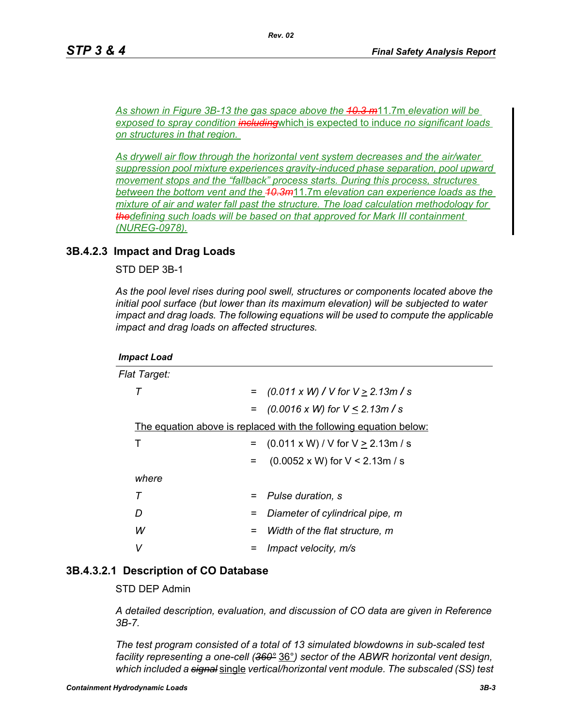*As shown in Figure 3B-13 the gas space above the ~~10.3 m~~11.7m elevation will be exposed to spray condition ~~including~~which is expected to induce no significant loads on structures in that region.*

*As drywell air flow through the horizontal vent system decreases and the air/water suppression pool mixture experiences gravity-induced phase separation, pool upward movement stops and the "fallback" process starts. During this process, structures between the bottom vent and the ~~10.3m~~11.7m elevation can experience loads as the mixture of air and water fall past the structure. The load calculation methodology for ~~the~~defining such loads will be based on that approved for Mark III containment (NUREG-0978).*

### 3B.4.2.3 Impact and Drag Loads

STD DEP 3B-1

*As the pool level rises during pool swell, structures or components located above the initial pool surface (but lower than its maximum elevation) will be subjected to water impact and drag loads. The following equations will be used to compute the applicable impact and drag loads on affected structures.*

***Impact Load***

*Flat Target:*

*T = (0.011 x W) / V for $V \geq 2.13 m/s$*

*= (0.0016 x W) for $V \leq 2.13 m/s$*

The equation above is replaced with the following equation below:

T = (0.011 x W) / V for $V \geq 2.13 m/s$

= (0.0052 x W) for $V < 2.13 m/s$

*where*

*T = Pulse duration, s*

*D = Diameter of cylindrical pipe, m*

*W = Width of the flat structure, m*

*V = Impact velocity, m/s*

### 3B.4.3.2.1 Description of CO Database

STD DEP Admin

*A detailed description, evaluation, and discussion of CO data are given in Reference 3B-7.*

*The test program consisted of a total of 13 simulated blowdowns in sub-scaled test facility representing a one-cell (~~360°~~ 36°) sector of the ABWR horizontal vent design, which included a ~~signal~~* single *vertical/horizontal vent module. The subscaled (SS) test*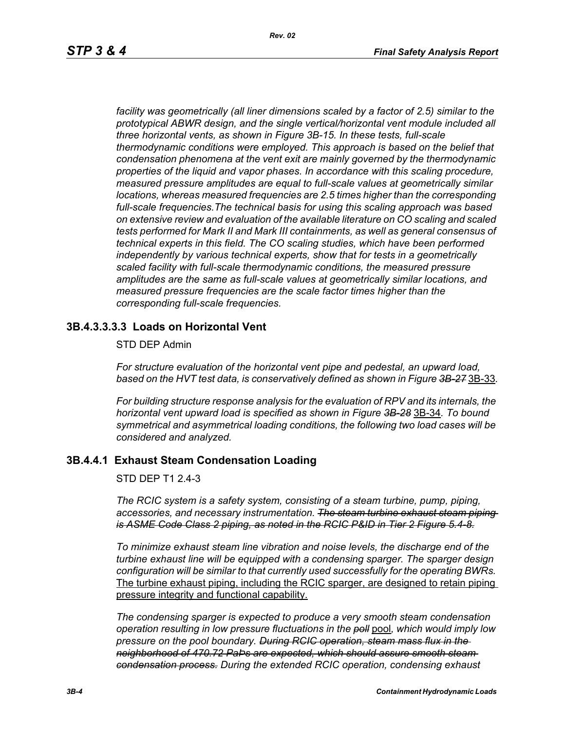*facility was geometrically (all liner dimensions scaled by a factor of 2.5) similar to the prototypical ABWR design, and the single vertical/horizontal vent module included all three horizontal vents, as shown in Figure 3B-15. In these tests, full-scale thermodynamic conditions were employed. This approach is based on the belief that condensation phenomena at the vent exit are mainly governed by the thermodynamic properties of the liquid and vapor phases. In accordance with this scaling procedure, measured pressure amplitudes are equal to full-scale values at geometrically similar locations, whereas measured frequencies are 2.5 times higher than the corresponding full-scale frequencies.The technical basis for using this scaling approach was based on extensive review and evaluation of the available literature on CO scaling and scaled tests performed for Mark II and Mark III containments, as well as general consensus of technical experts in this field. The CO scaling studies, which have been performed independently by various technical experts, show that for tests in a geometrically scaled facility with full-scale thermodynamic conditions, the measured pressure amplitudes are the same as full-scale values at geometrically similar locations, and measured pressure frequencies are the scale factor times higher than the corresponding full-scale frequencies.*

### 3B.4.3.3.3.3 Loads on Horizontal Vent

STD DEP Admin

*For structure evaluation of the horizontal vent pipe and pedestal, an upward load, based on the HVT test data, is conservatively defined as shown in Figure ~~3B-27~~* 3B-33*.*

*For building structure response analysis for the evaluation of RPV and its internals, the horizontal vent upward load is specified as shown in Figure ~~3B-28~~* 3B-34*. To bound symmetrical and asymmetrical loading conditions, the following two load cases will be considered and analyzed.*

### 3B.4.4.1 Exhaust Steam Condensation Loading

STD DEP T1 2.4-3

*The RCIC system is a safety system, consisting of a steam turbine, pump, piping, accessories, and necessary instrumentation. ~~The steam turbine exhaust steam piping is ASME Code Class 2 piping, as noted in the RCIC P&ID in Tier 2 Figure 5.4-8.~~*

*To minimize exhaust steam line vibration and noise levels, the discharge end of the turbine exhaust line will be equipped with a condensing sparger. The sparger design configuration will be similar to that currently used successfully for the operating BWRs.* <u>The turbine exhaust piping, including the RCIC sparger, are designed to retain piping pressure integrity and functional capability.</u>

*The condensing sparger is expected to produce a very smooth steam condensation operation resulting in low pressure fluctuations in the ~~poll~~* <u>pool</u>*, which would imply low pressure on the pool boundary. ~~During RCIC operation, steam mass flux in the neighborhood of 470.72 PaÞs are expected, which should assure smooth steam condensation process.~~ During the extended RCIC operation, condensing exhaust*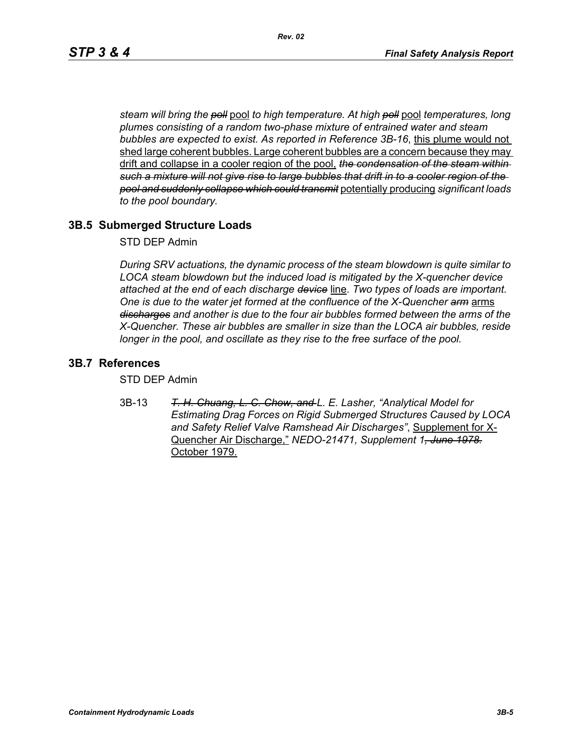*steam will bring the ~~poll~~* <u>pool</u> *to high temperature. At high ~~poll~~* <u>pool</u> *temperatures, long plumes consisting of a random two-phase mixture of entrained water and steam bubbles are expected to exist. As reported in Reference 3B-16*, <u>this plume would not shed large coherent bubbles. Large coherent bubbles are a concern because they may drift and collapse in a cooler region of the pool,</u> *~~the condensation of the steam within such a mixture will not give rise to large bubbles that drift in to a cooler region of the pool and suddenly collapse which could transmit~~* <u>potentially producing</u> *significant loads to the pool boundary.*

## 3B.5 Submerged Structure Loads

STD DEP Admin

*During SRV actuations, the dynamic process of the steam blowdown is quite similar to LOCA steam blowdown but the induced load is mitigated by the X-quencher device attached at the end of each discharge ~~device~~* <u>line</u>. *Two types of loads are important. One is due to the water jet formed at the confluence of the X-Quencher ~~arm~~* <u>arms</u> *~~discharges~~ and another is due to the four air bubbles formed between the arms of the X-Quencher. These air bubbles are smaller in size than the LOCA air bubbles, reside longer in the pool, and oscillate as they rise to the free surface of the pool.*

## 3B.7 References

STD DEP Admin

3B-13 *~~T. H. Chuang, L. C. Chow, and~~ L. E. Lasher, "Analytical Model for Estimating Drag Forces on Rigid Submerged Structures Caused by LOCA and Safety Relief Valve Ramshead Air Discharges"*, <u>Supplement for X-Quencher Air Discharge,"</u> *NEDO-21471, Supplement 1~~, June 1978.~~* <u>October 1979.</u>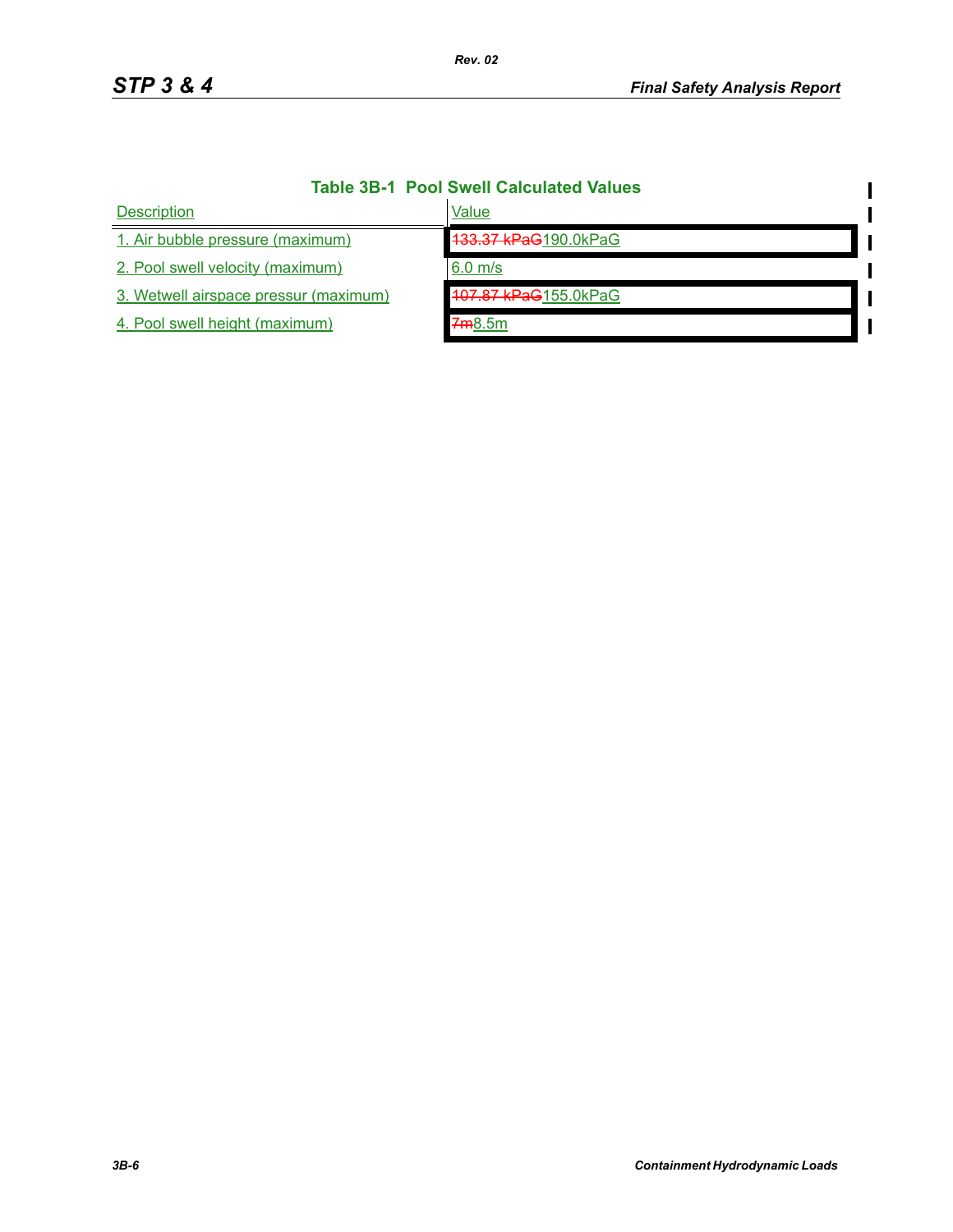**Table 3B-1 Pool Swell Calculated Values**

| Description | Value |
|---|---|
| 1. Air bubble pressure (maximum) | ~~133.37 kPaG~~190.0kPaG |
| 2. Pool swell velocity (maximum) | 6.0 m/s |
| 3. Wetwell airspace pressur (maximum) | ~~107.87 kPaG~~155.0kPaG |
| 4. Pool swell height (maximum) | ~~7m~~8.5m |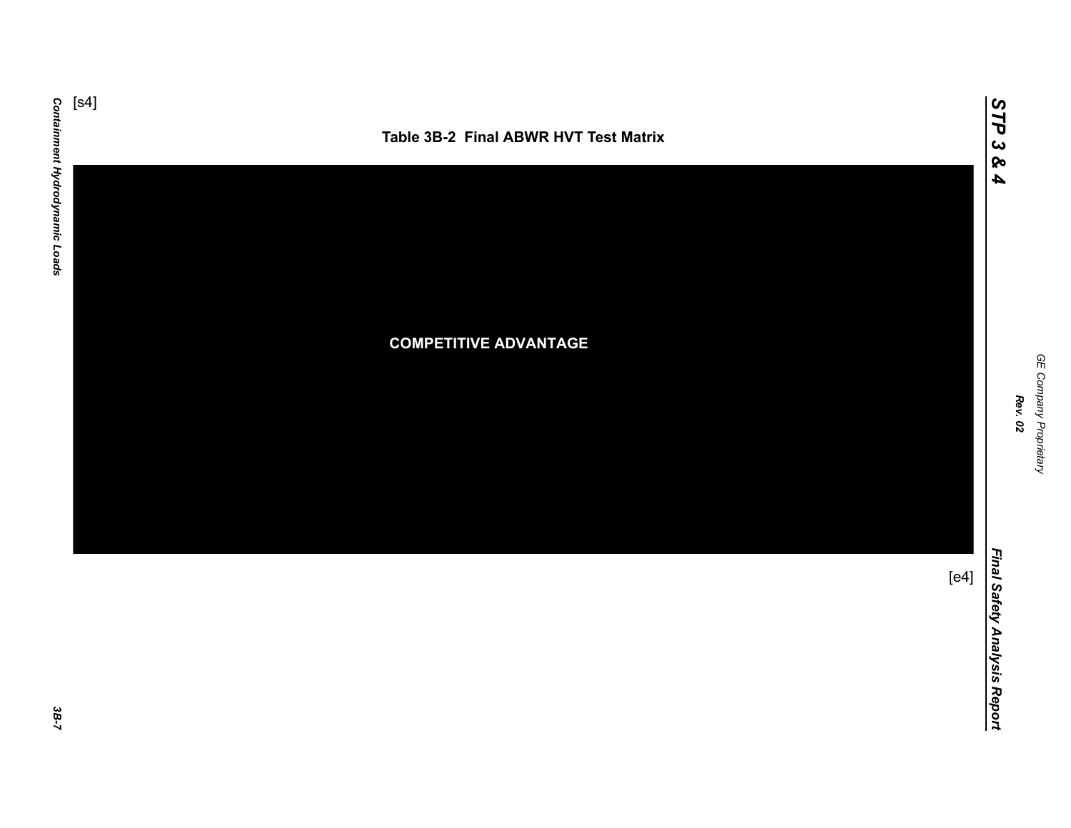[s4]

**Table 3B-2 Final ABWR HVT Test Matrix**

COMPETITIVE ADVANTAGE

[e4]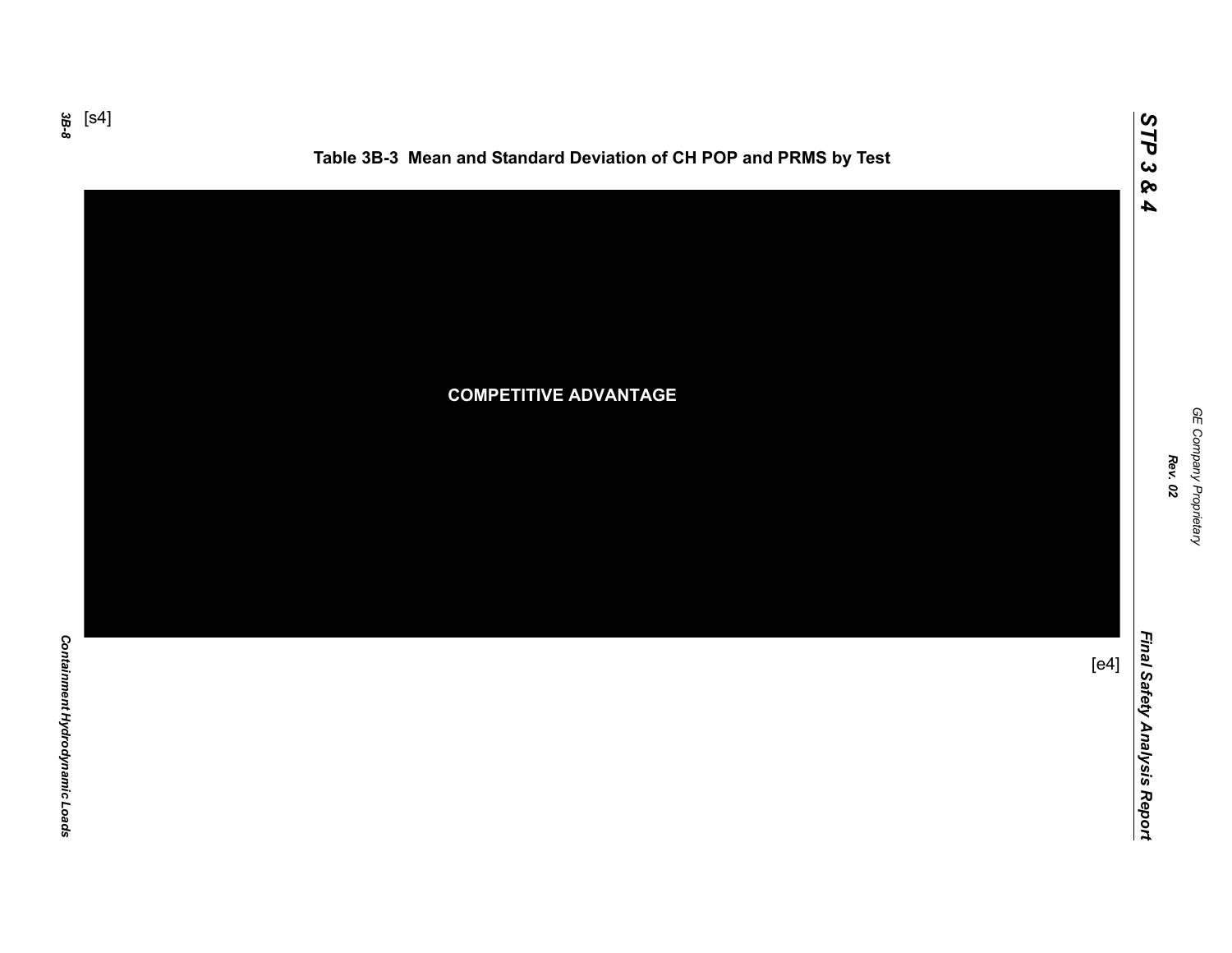[s4]

**Table 3B-3 Mean and Standard Deviation of CH POP and PRMS by Test**

**COMPETITIVE ADVANTAGE**

[e4]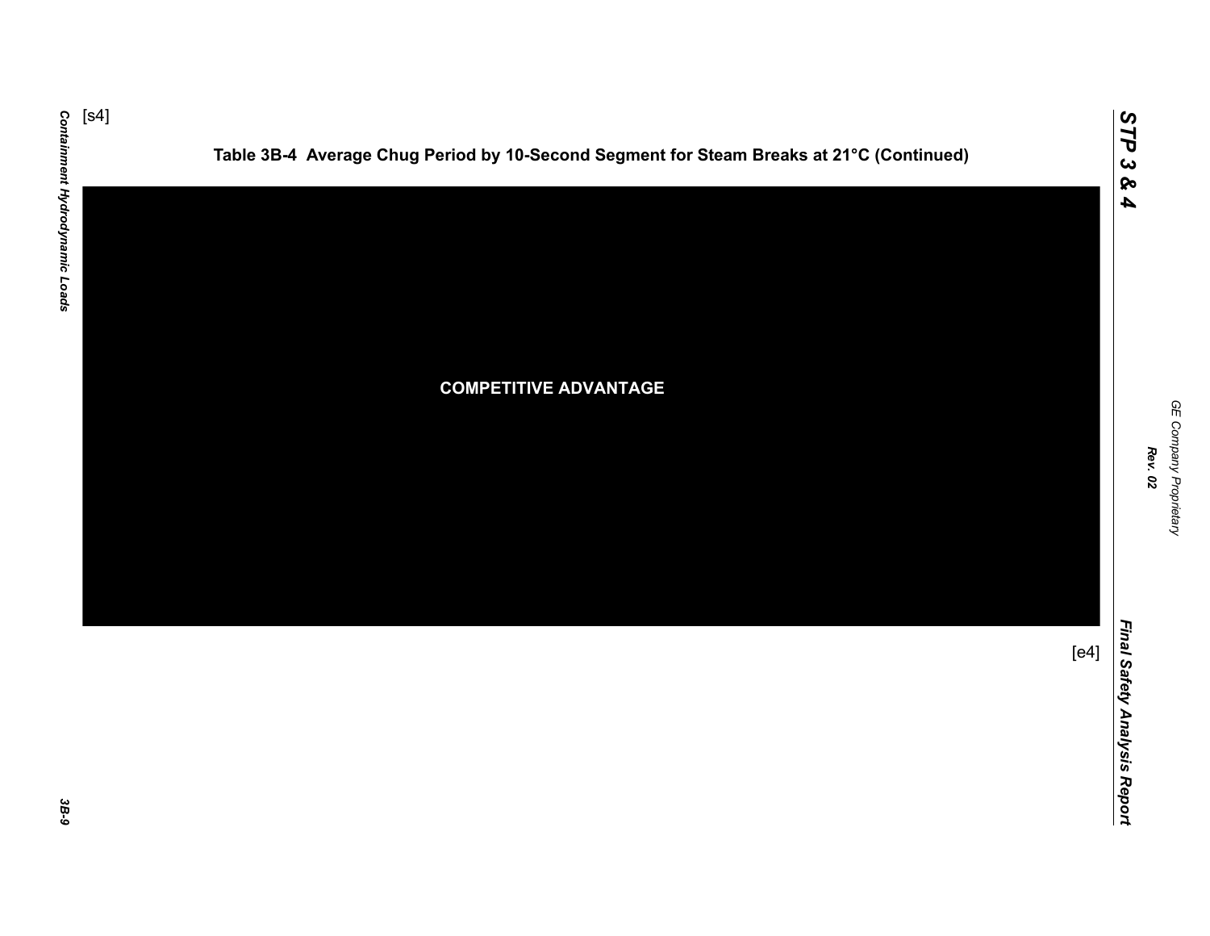[s4]

## Table 3B-4 Average Chug Period by 10-Second Segment for Steam Breaks at 21°C (Continued)

COMPETITIVE ADVANTAGE

[e4]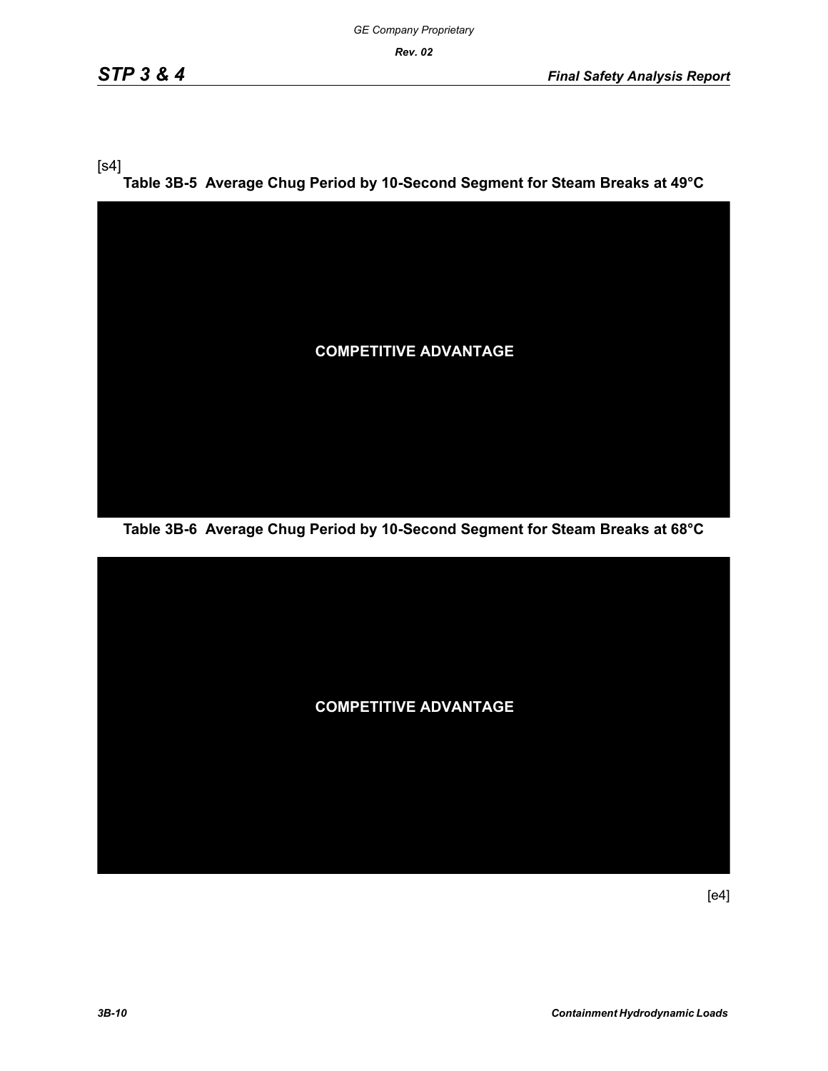[s4]

**Table 3B-5 Average Chug Period by 10-Second Segment for Steam Breaks at 49°C**

COMPETITIVE ADVANTAGE

**Table 3B-6 Average Chug Period by 10-Second Segment for Steam Breaks at 68°C**

COMPETITIVE ADVANTAGE

[e4]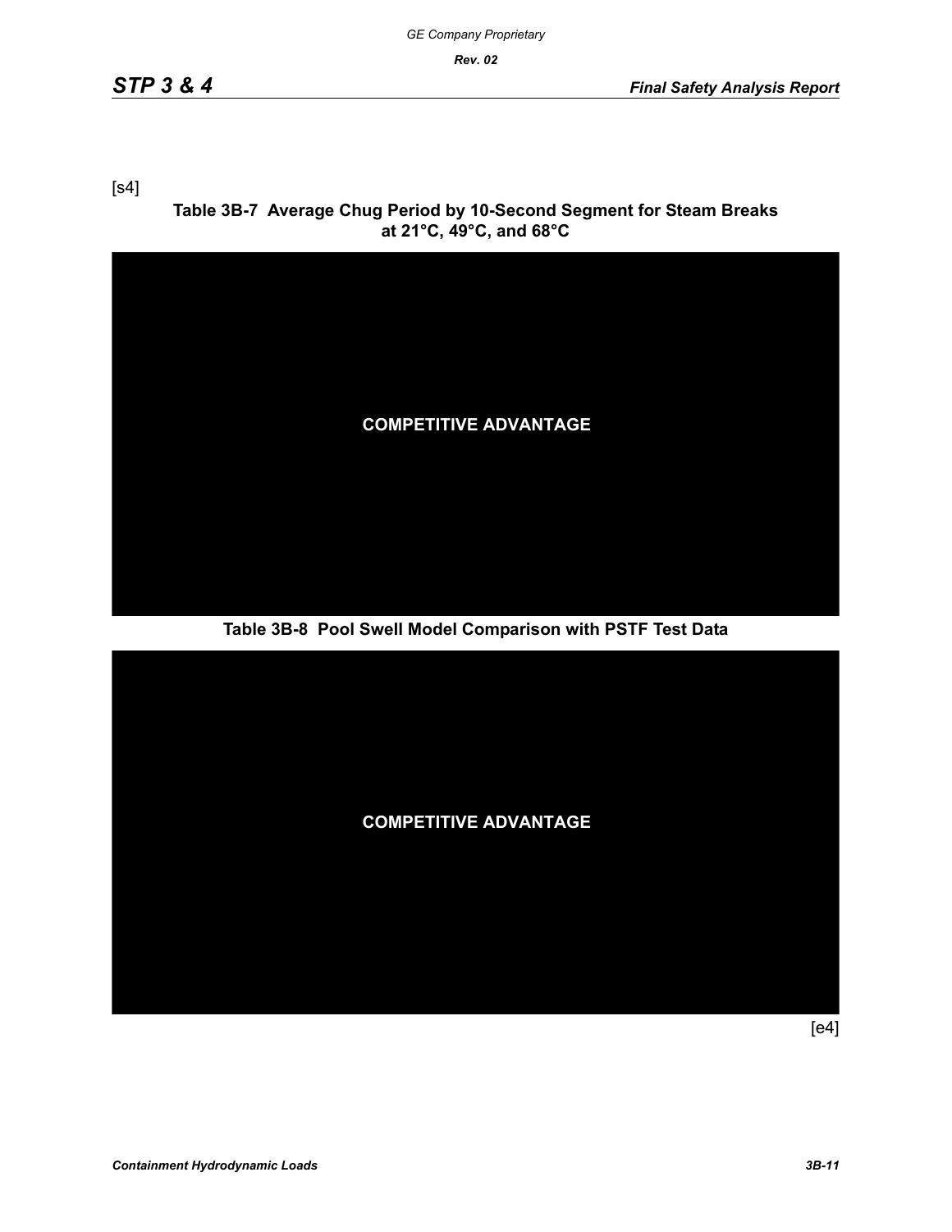[s4]

**Table 3B-7 Average Chug Period by 10-Second Segment for Steam Breaks at 21°C, 49°C, and 68°C**

COMPETITIVE ADVANTAGE

**Table 3B-8 Pool Swell Model Comparison with PSTF Test Data**

COMPETITIVE ADVANTAGE

[e4]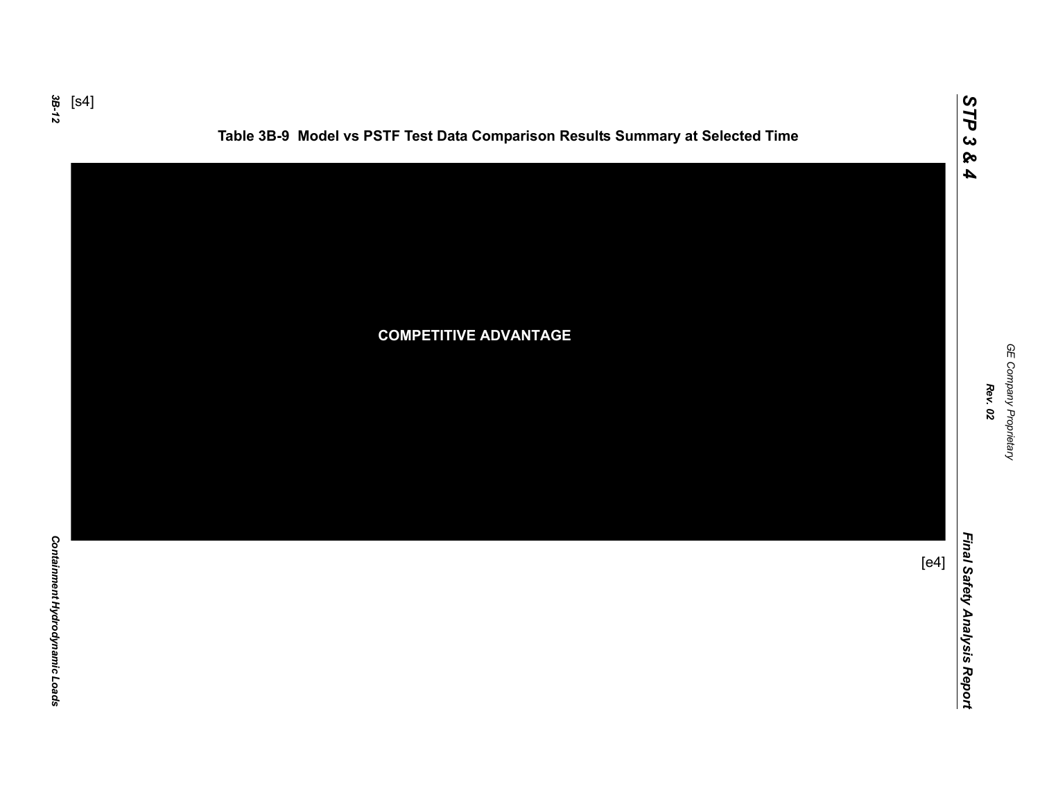[s4]

**Table 3B-9 Model vs PSTF Test Data Comparison Results Summary at Selected Time**

COMPETITIVE ADVANTAGE

[e4]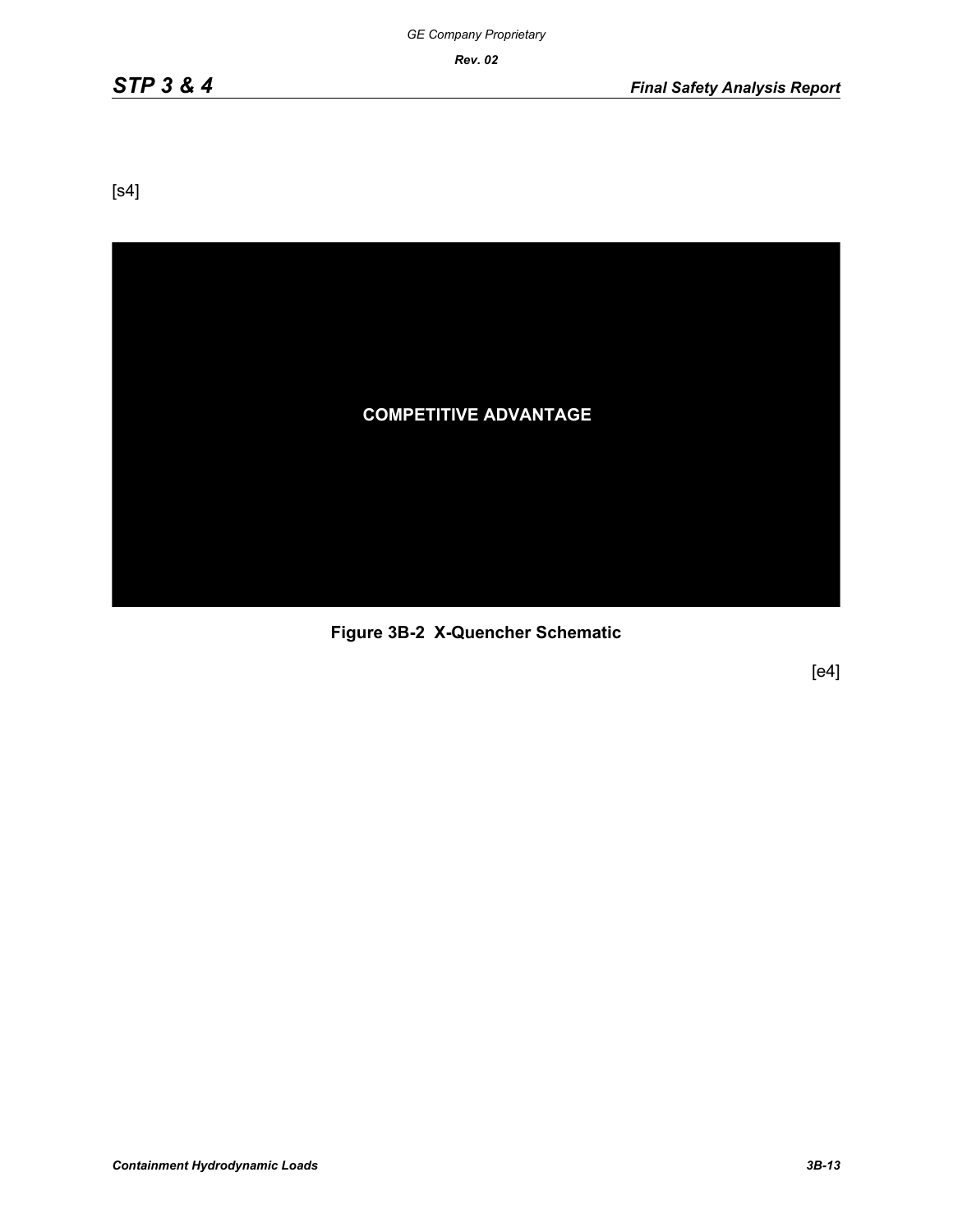[s4]

COMPETITIVE ADVANTAGE

**Figure 3B-2  X-Quencher Schematic**

[e4]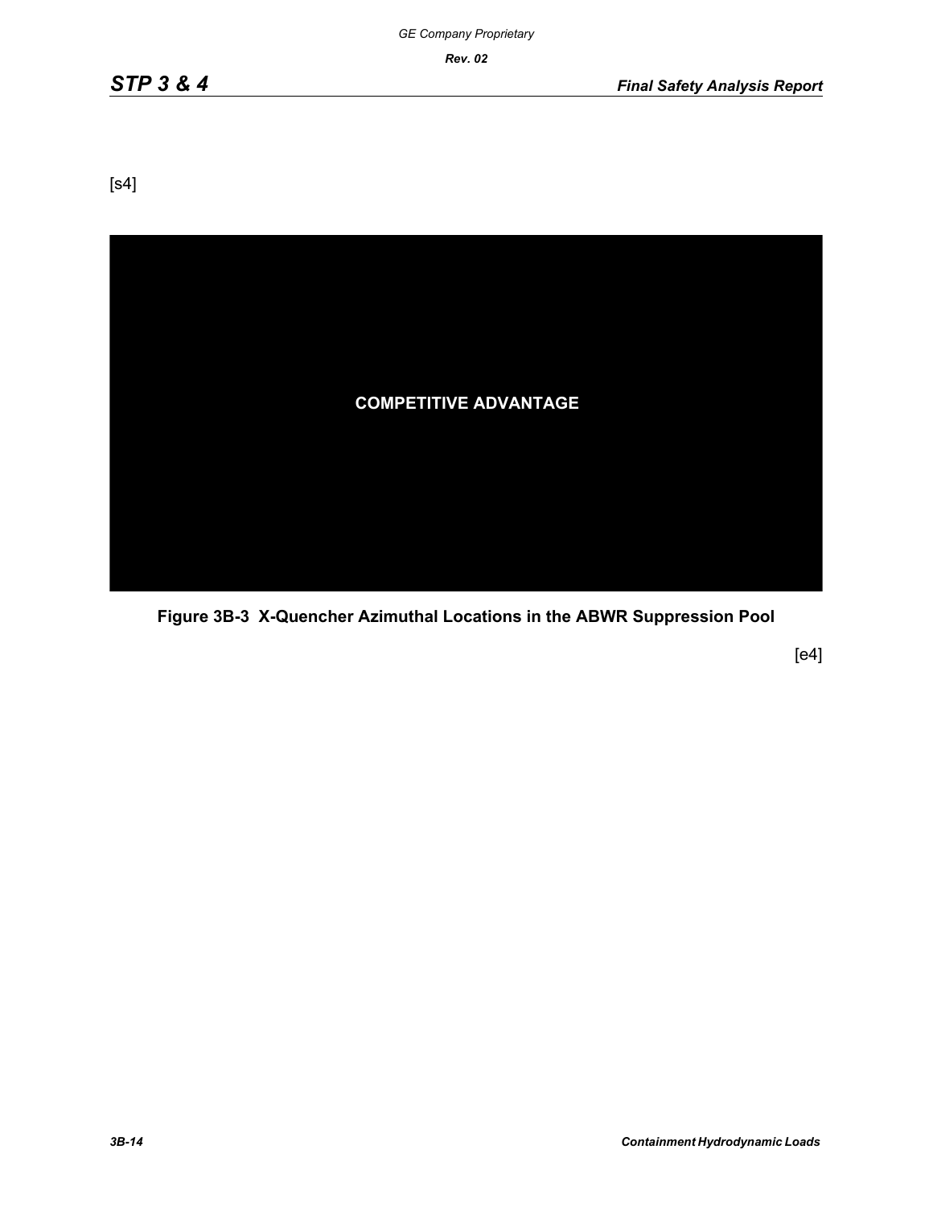[s4]

COMPETITIVE ADVANTAGE

**Figure 3B-3 X-Quencher Azimuthal Locations in the ABWR Suppression Pool**

[e4]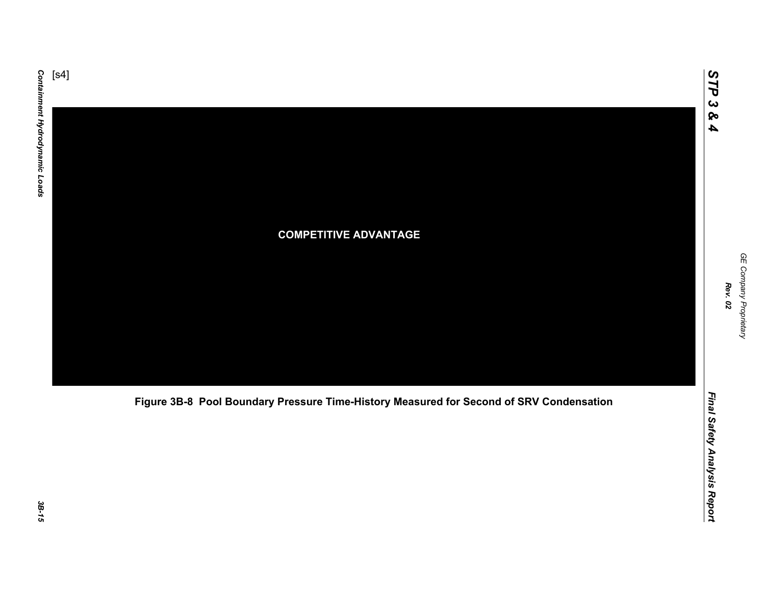[s4]

COMPETITIVE ADVANTAGE

Figure 3B-8 Pool Boundary Pressure Time-History Measured for Second of SRV Condensation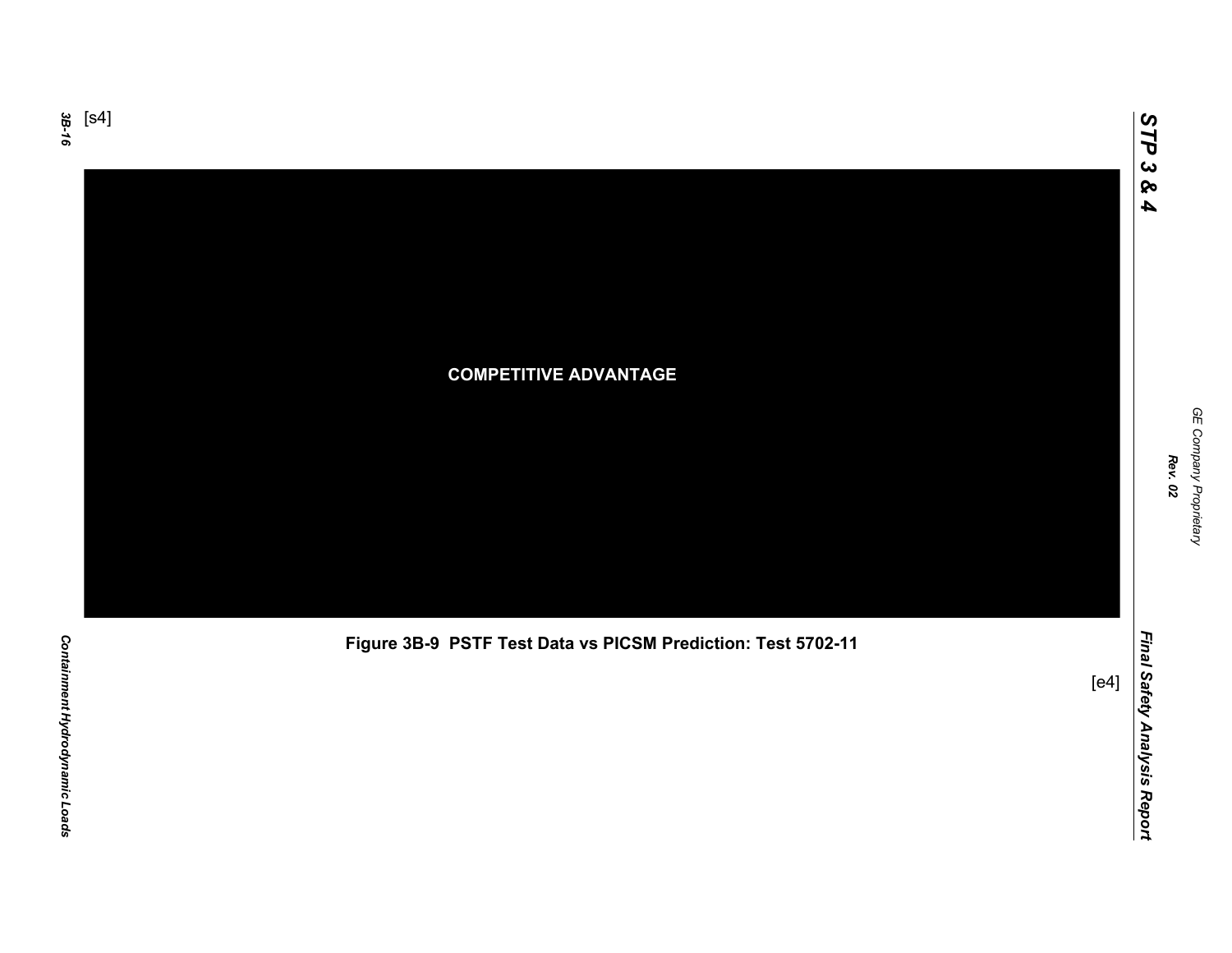[s4]

COMPETITIVE ADVANTAGE

Figure 3B-9 PSTF Test Data vs PICSM Prediction: Test 5702-11

[e4]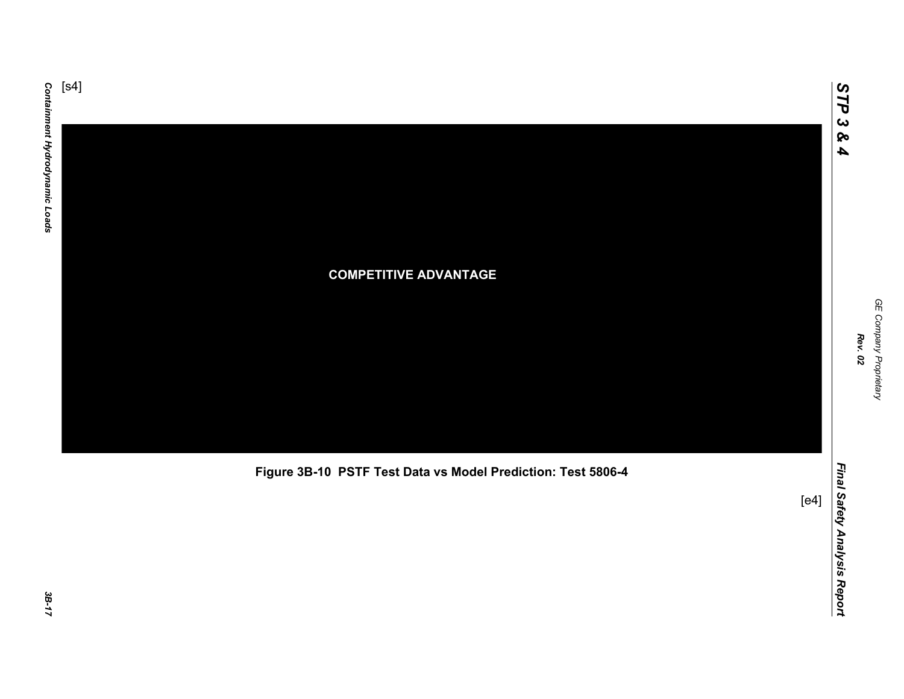[s4]

COMPETITIVE ADVANTAGE

**Figure 3B-10 PSTF Test Data vs Model Prediction: Test 5806-4**

[e4]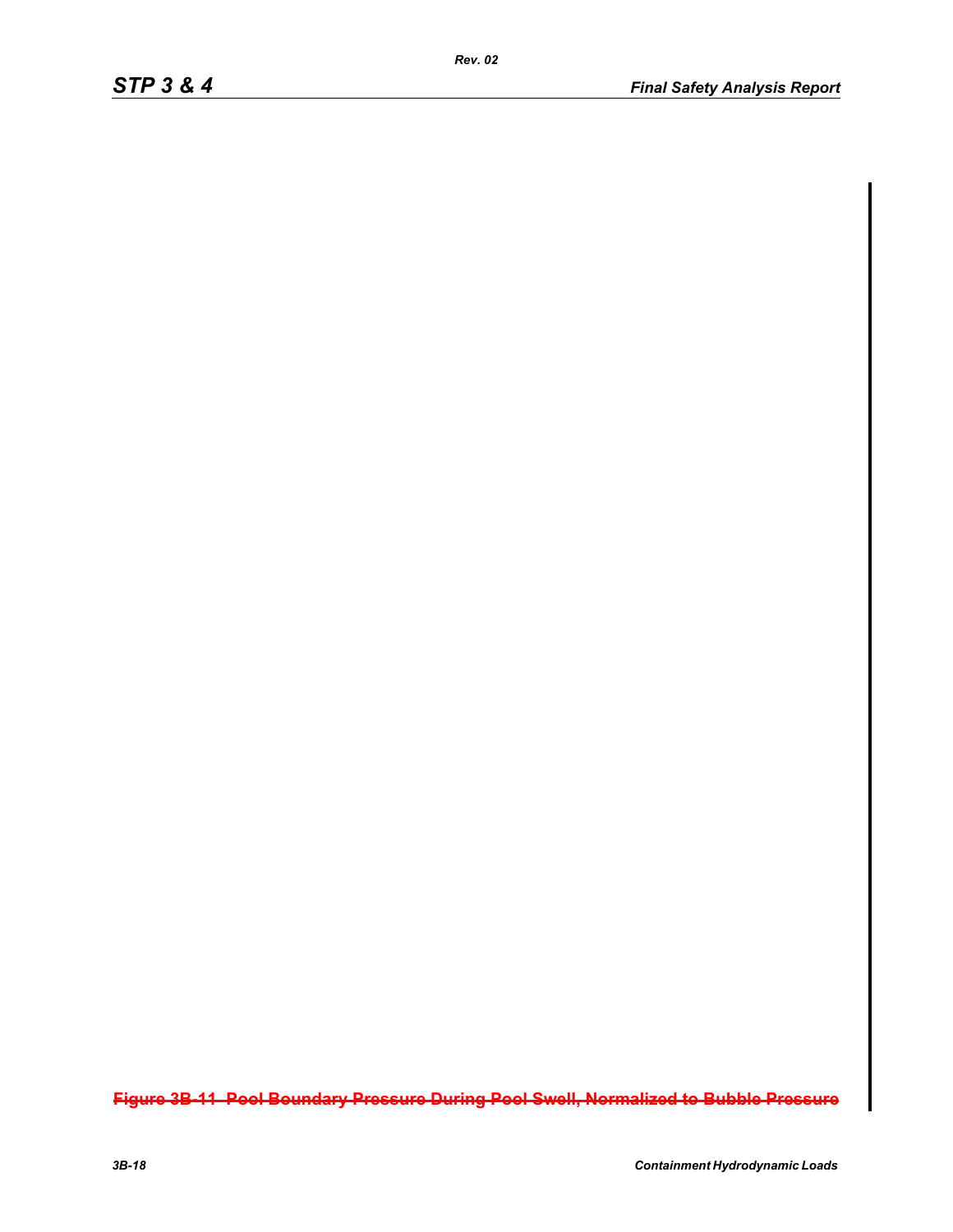~~Figure 3B-11 Pool Boundary Pressure During Pool Swell, Normalized to Bubble Pressure~~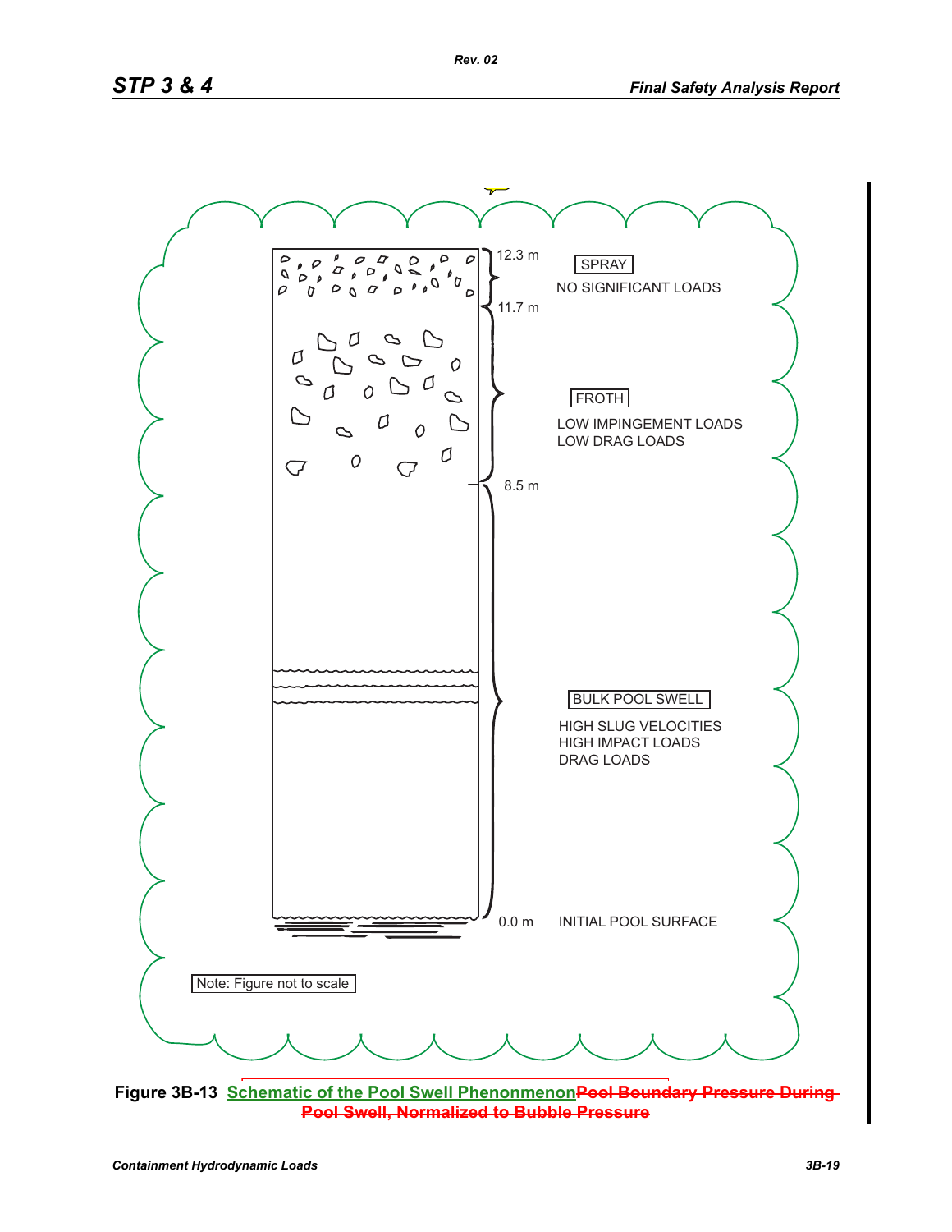12.3 m

SPRAY

NO SIGNIFICANT LOADS

11.7 m

FROTH

LOW IMPINGEMENT LOADS
LOW DRAG LOADS

8.5 m

BULK POOL SWELL

HIGH SLUG VELOCITIES
HIGH IMPACT LOADS
DRAG LOADS

0.0 m INITIAL POOL SURFACE

Note: Figure not to scale

**Figure 3B-13** Schematic of the Pool Swell Phenonmenon~~Pool Boundary Pressure During Pool Swell, Normalized to Bubble Pressure~~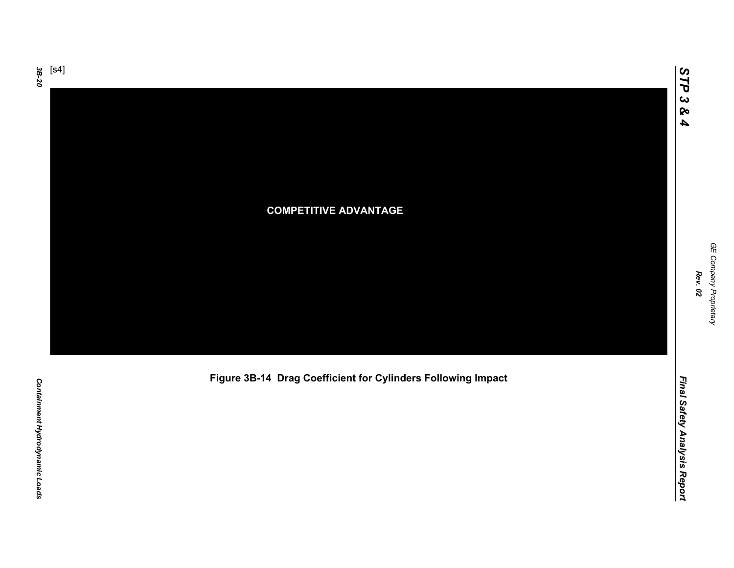[s4]

COMPETITIVE ADVANTAGE

**Figure 3B-14 Drag Coefficient for Cylinders Following Impact**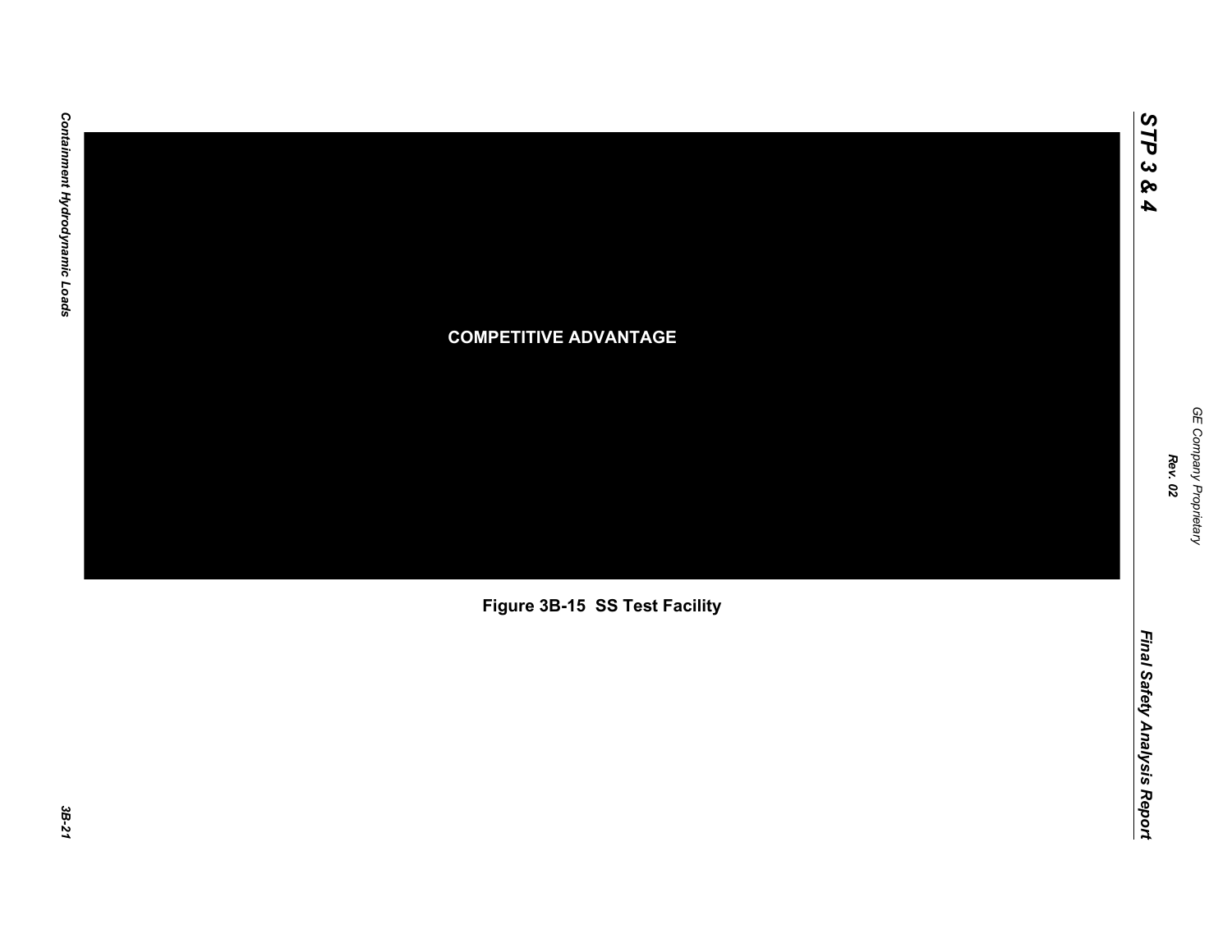COMPETITIVE ADVANTAGE

Figure 3B-15 SS Test Facility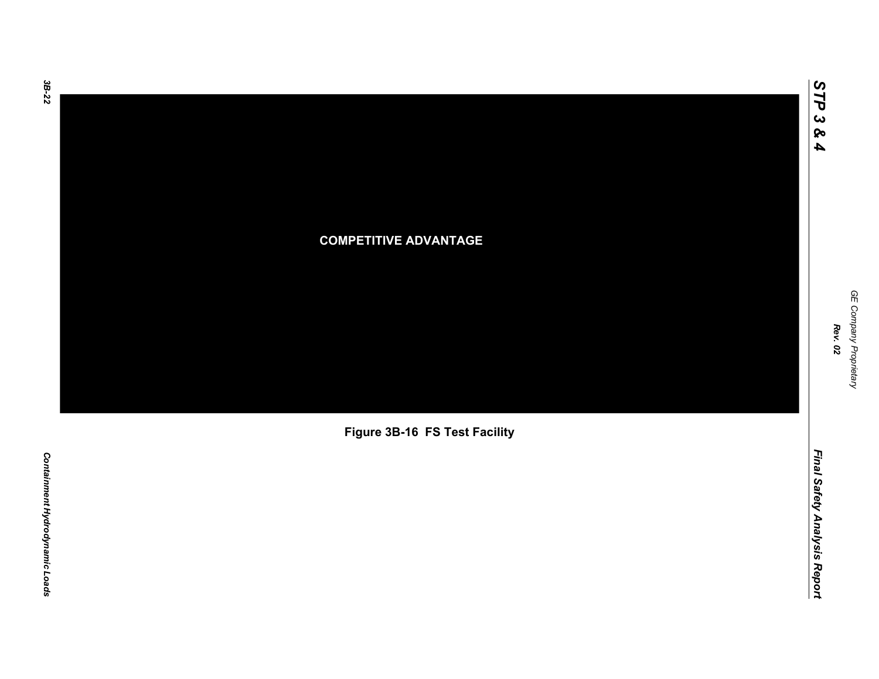COMPETITIVE ADVANTAGE

Figure 3B-16 FS Test Facility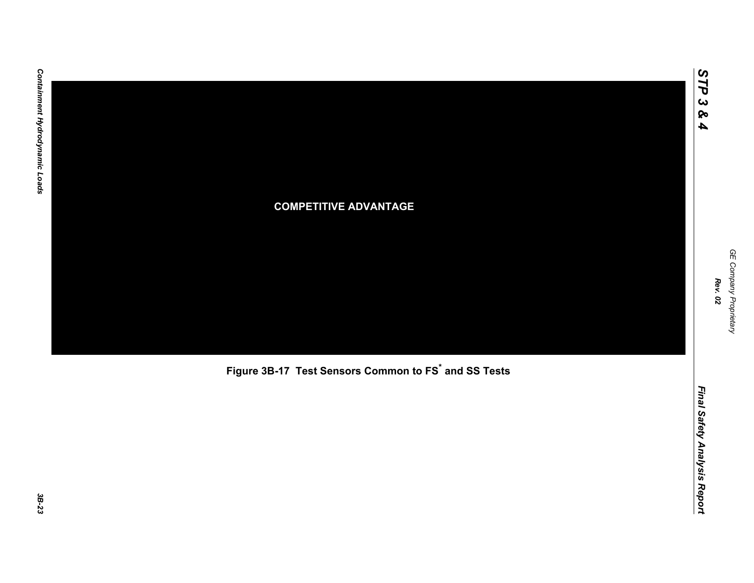COMPETITIVE ADVANTAGE

Figure 3B-17 Test Sensors Common to FS* and SS Tests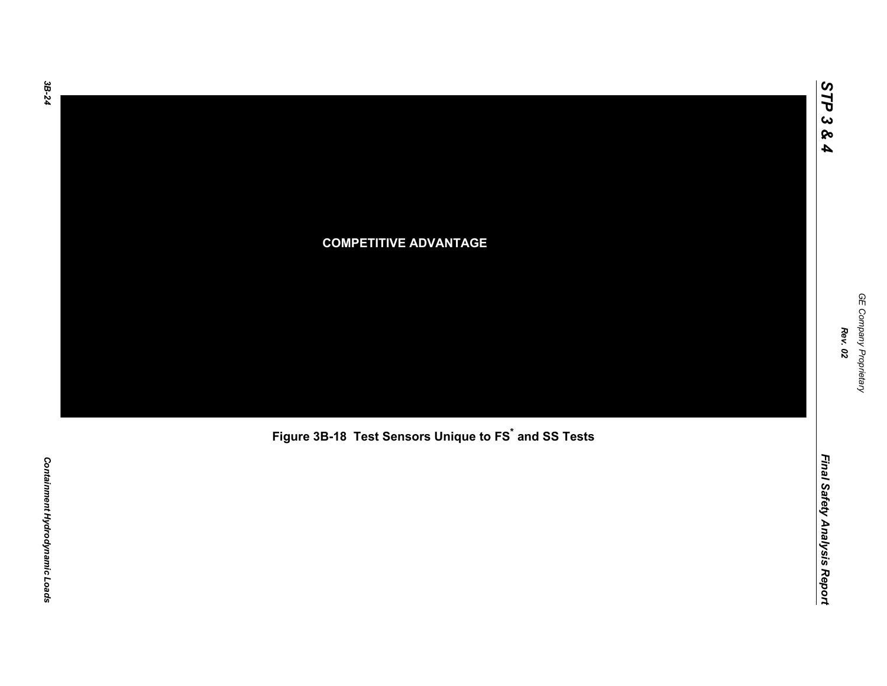COMPETITIVE ADVANTAGE

Figure 3B-18 Test Sensors Unique to FS* and SS Tests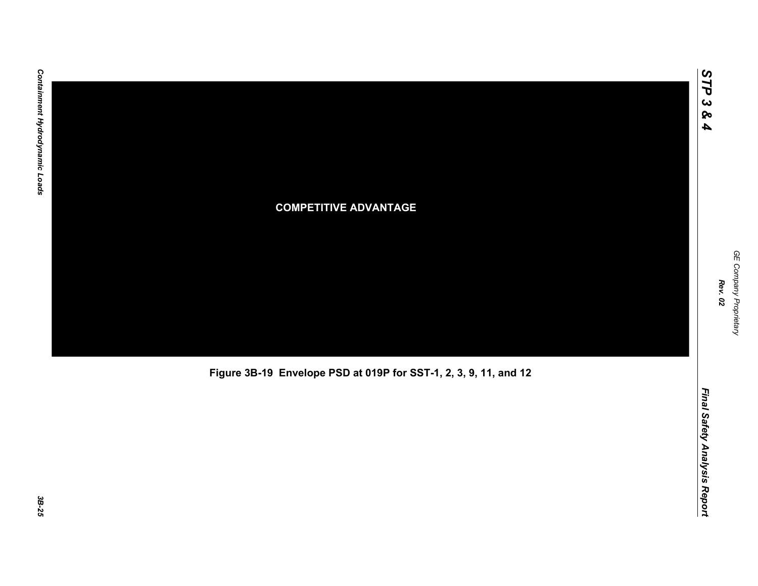COMPETITIVE ADVANTAGE

Figure 3B-19 Envelope PSD at 019P for SST-1, 2, 3, 9, 11, and 12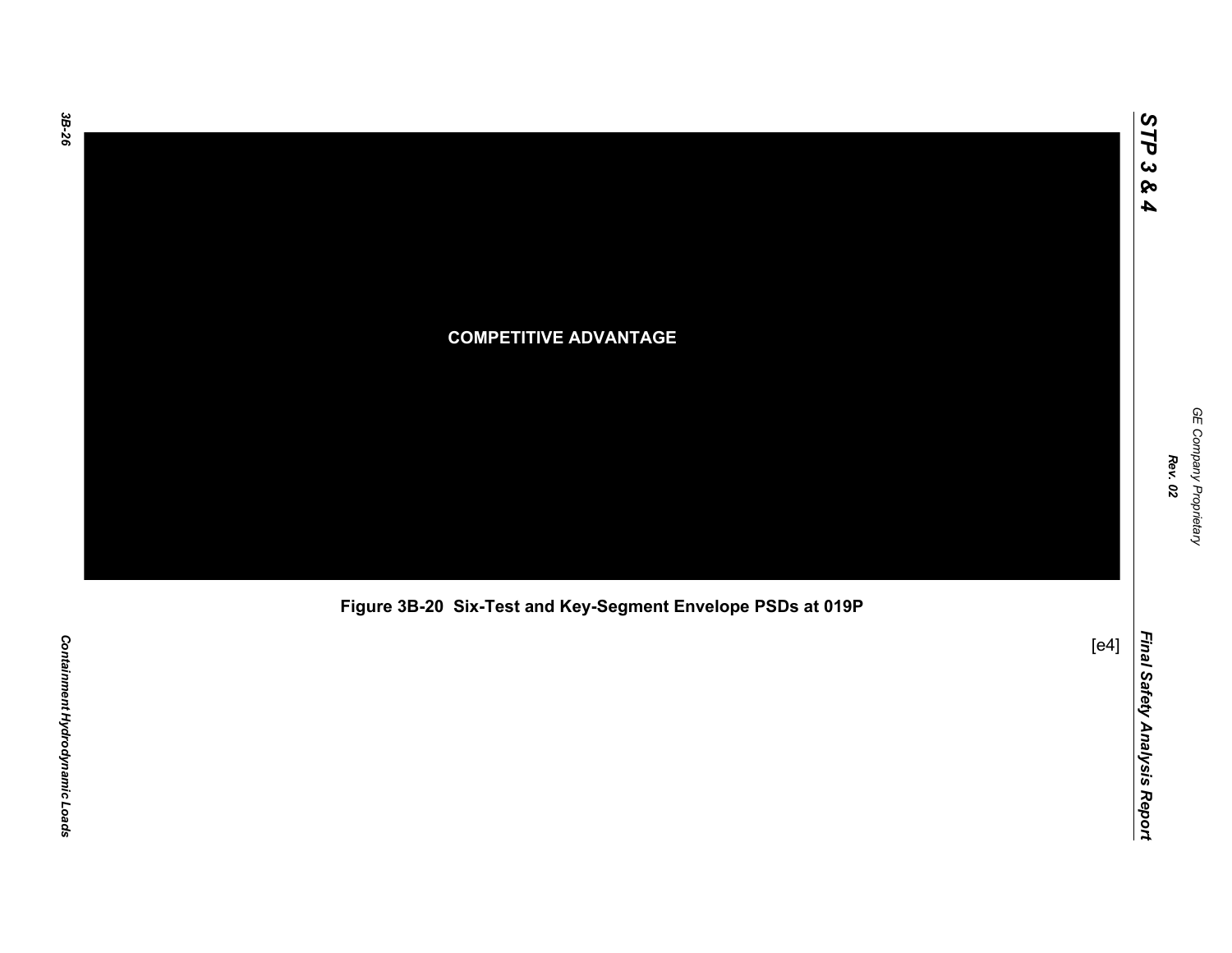COMPETITIVE ADVANTAGE

**Figure 3B-20 Six-Test and Key-Segment Envelope PSDs at 019P**

[e4]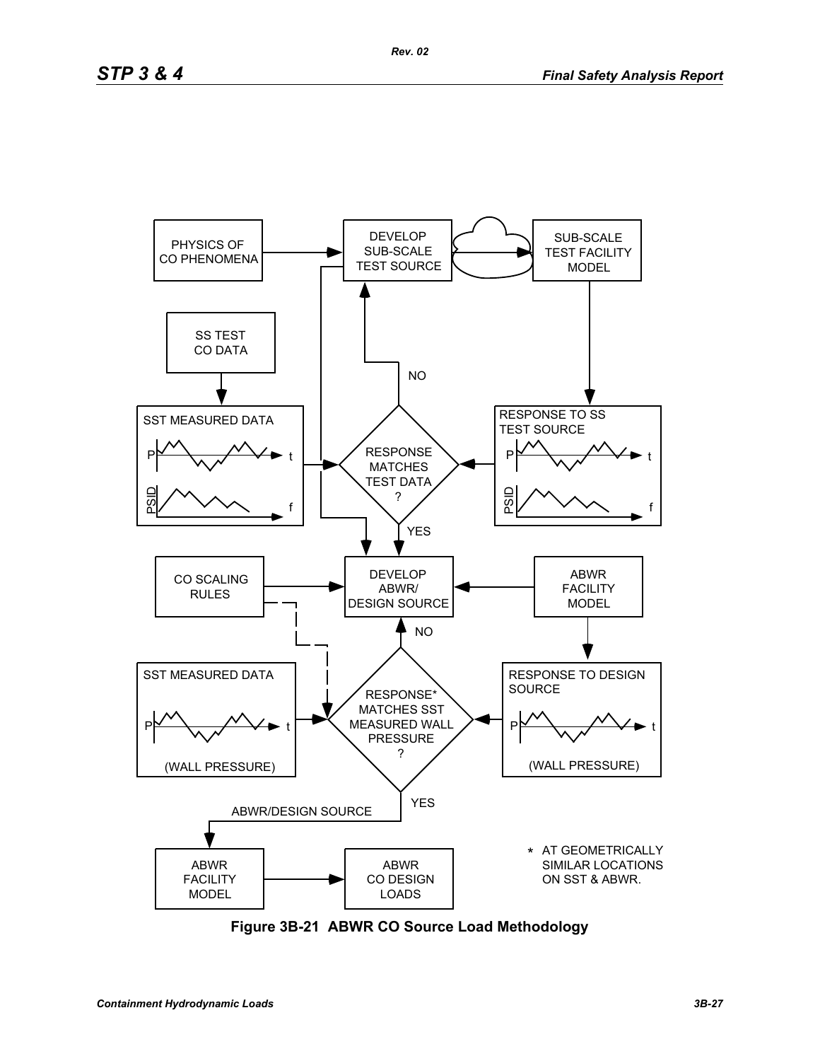PHYSICS OF CO PHENOMENA

DEVELOP SUB-SCALE TEST SOURCE

SUB-SCALE TEST FACILITY MODEL

SS TEST CO DATA

SST MEASURED DATA

RESPONSE MATCHES TEST DATA ?

NO

YES

RESPONSE TO SS TEST SOURCE

CO SCALING RULES

DEVELOP ABWR/ DESIGN SOURCE

ABWR FACILITY MODEL

NO

SST MEASURED DATA

(WALL PRESSURE)

RESPONSE* MATCHES SST MEASURED WALL PRESSURE ?

RESPONSE TO DESIGN SOURCE

(WALL PRESSURE)

YES

ABWR/DESIGN SOURCE

ABWR FACILITY MODEL

ABWR CO DESIGN LOADS

* AT GEOMETRICALLY SIMILAR LOCATIONS ON SST & ABWR.

**Figure 3B-21 ABWR CO Source Load Methodology**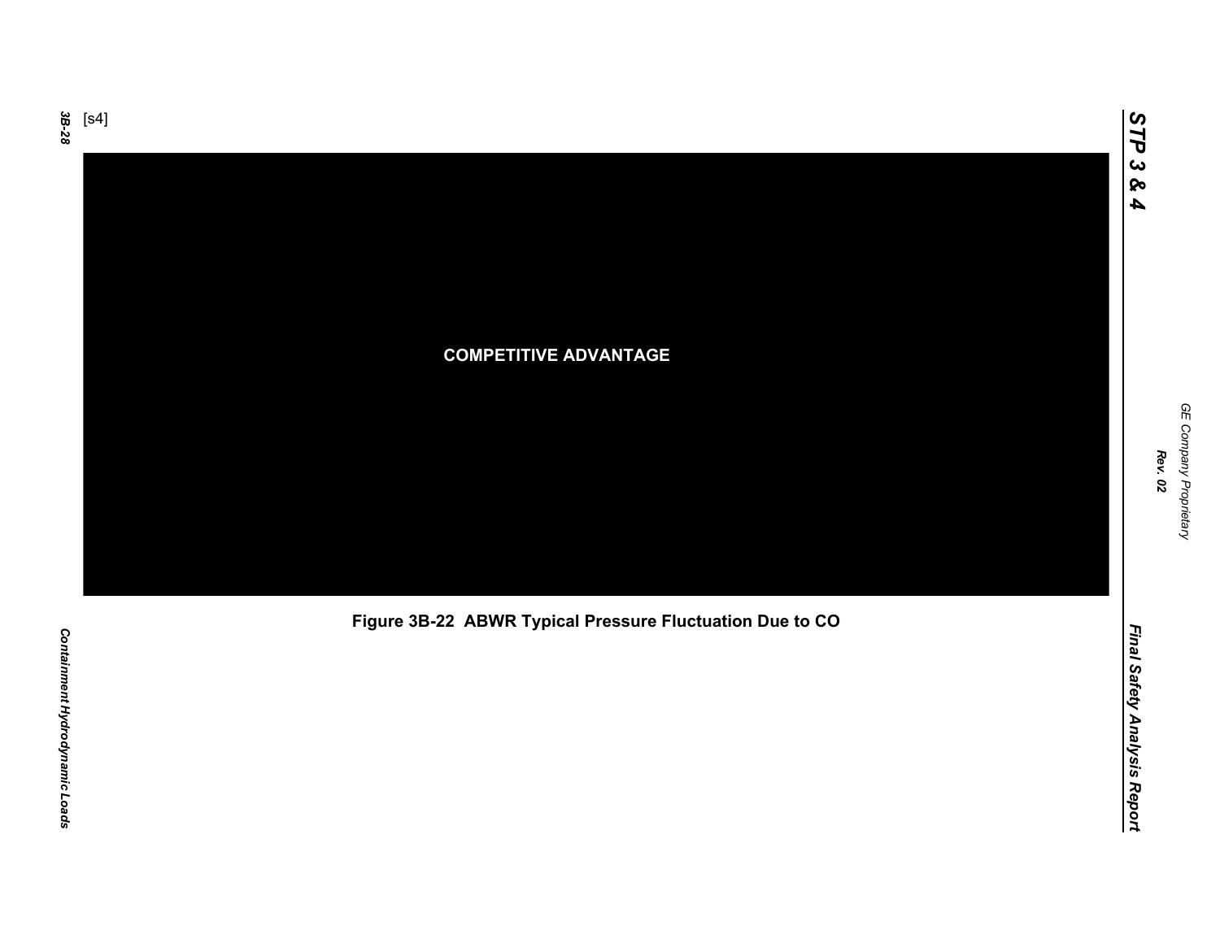[s4]

COMPETITIVE ADVANTAGE

**Figure 3B-22 ABWR Typical Pressure Fluctuation Due to CO**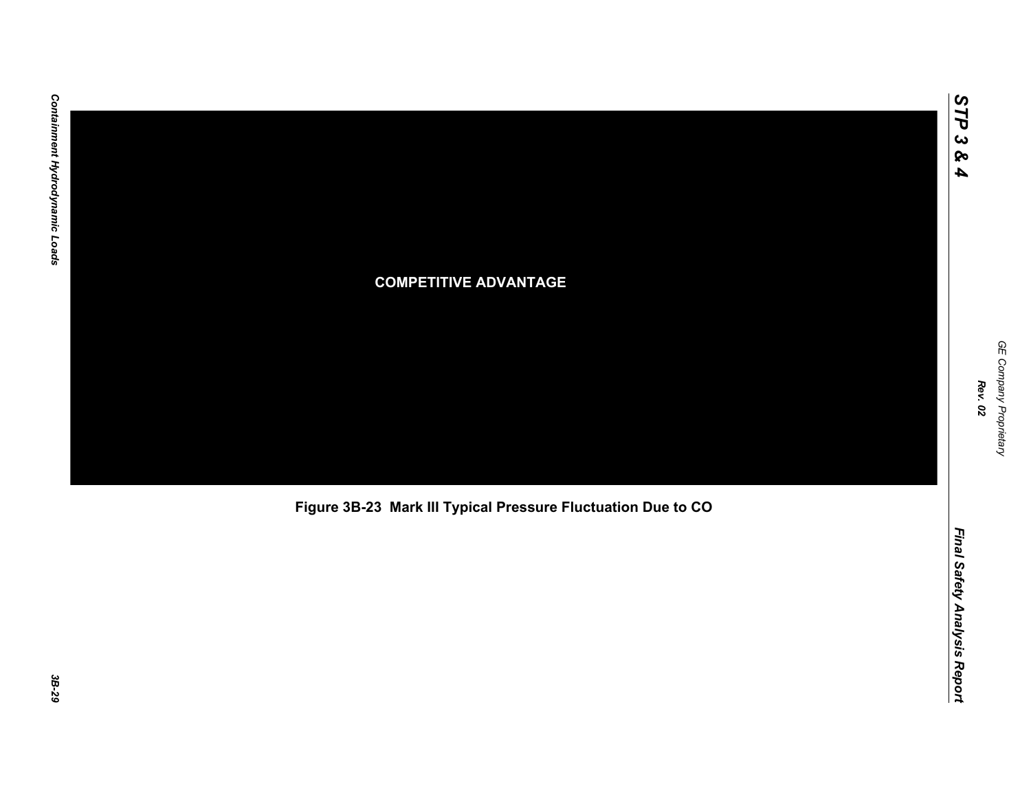COMPETITIVE ADVANTAGE

Figure 3B-23 Mark III Typical Pressure Fluctuation Due to CO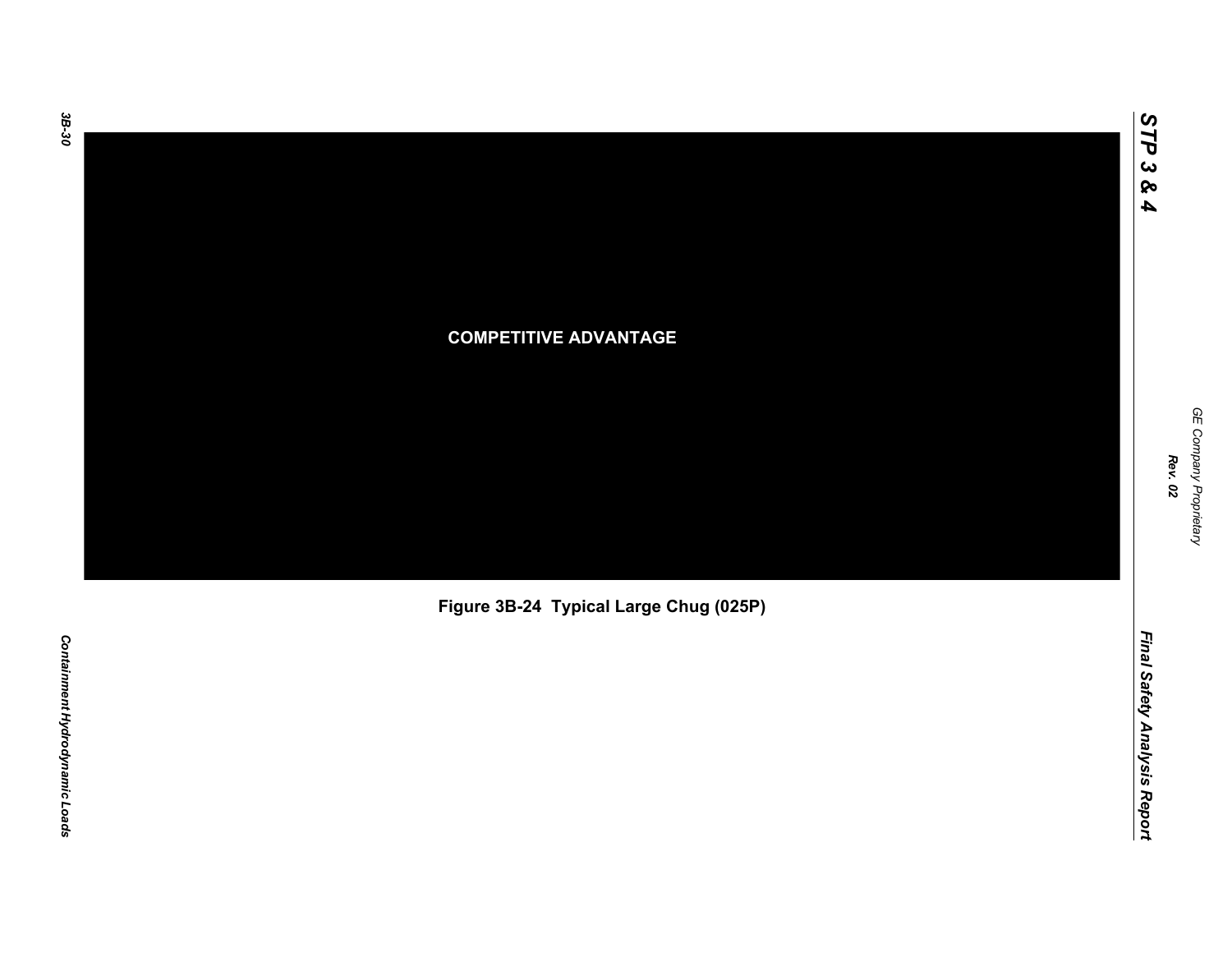COMPETITIVE ADVANTAGE

Figure 3B-24 Typical Large Chug (025P)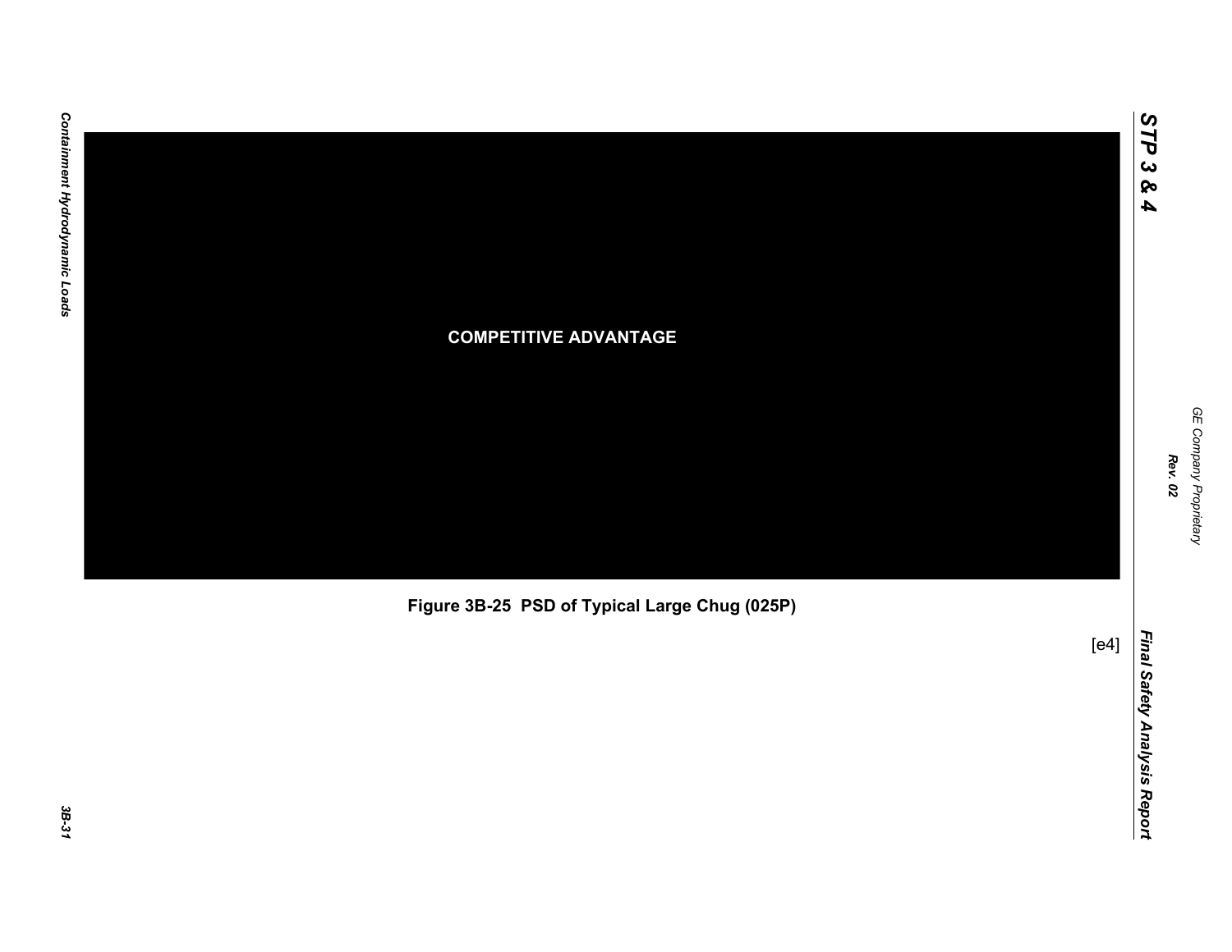COMPETITIVE ADVANTAGE

Figure 3B-25  PSD of Typical Large Chug (025P)

[e4]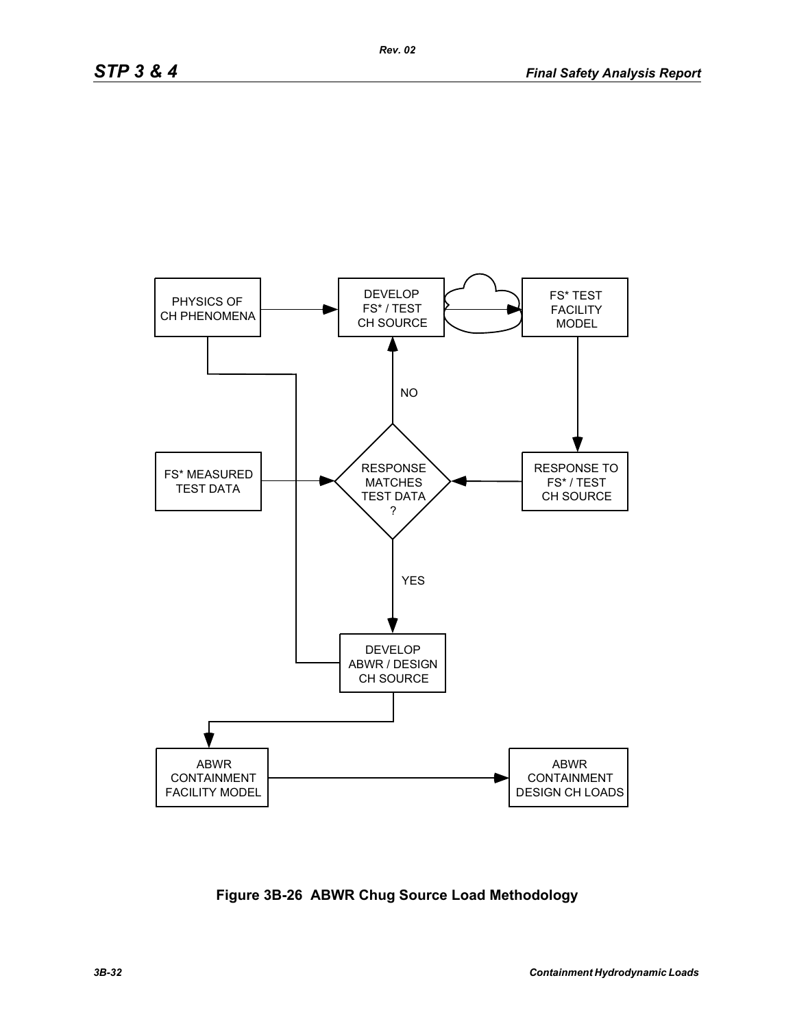PHYSICS OF CH PHENOMENA

DEVELOP FS* / TEST CH SOURCE

FS* TEST FACILITY MODEL

NO

FS* MEASURED TEST DATA

RESPONSE MATCHES TEST DATA ?

RESPONSE TO FS* / TEST CH SOURCE

YES

DEVELOP ABWR / DESIGN CH SOURCE

ABWR CONTAINMENT FACILITY MODEL

ABWR CONTAINMENT DESIGN CH LOADS

**Figure 3B-26 ABWR Chug Source Load Methodology**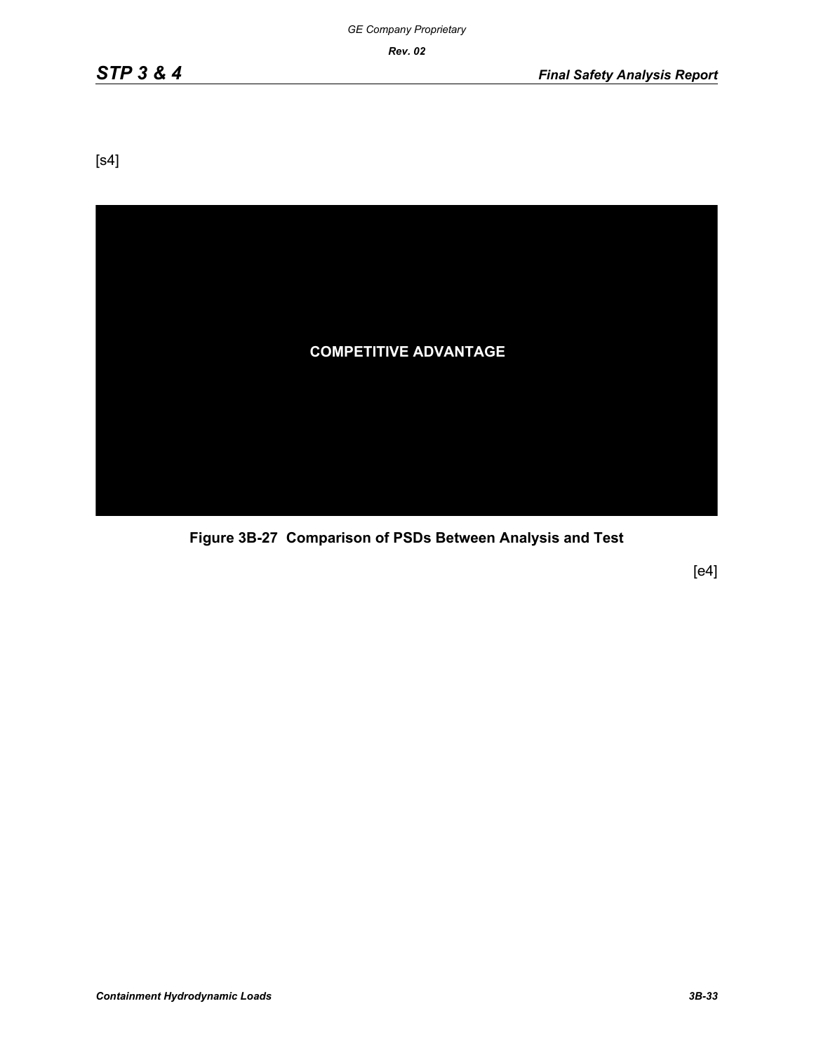[s4]

COMPETITIVE ADVANTAGE

**Figure 3B-27  Comparison of PSDs Between Analysis and Test**

[e4]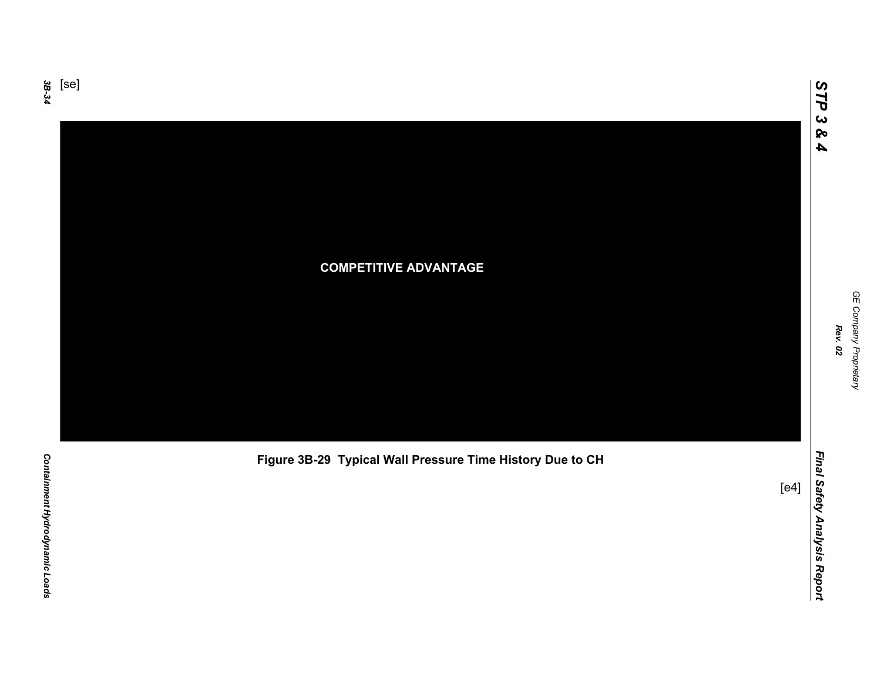[se]

COMPETITIVE ADVANTAGE

**Figure 3B-29 Typical Wall Pressure Time History Due to CH**

[e4]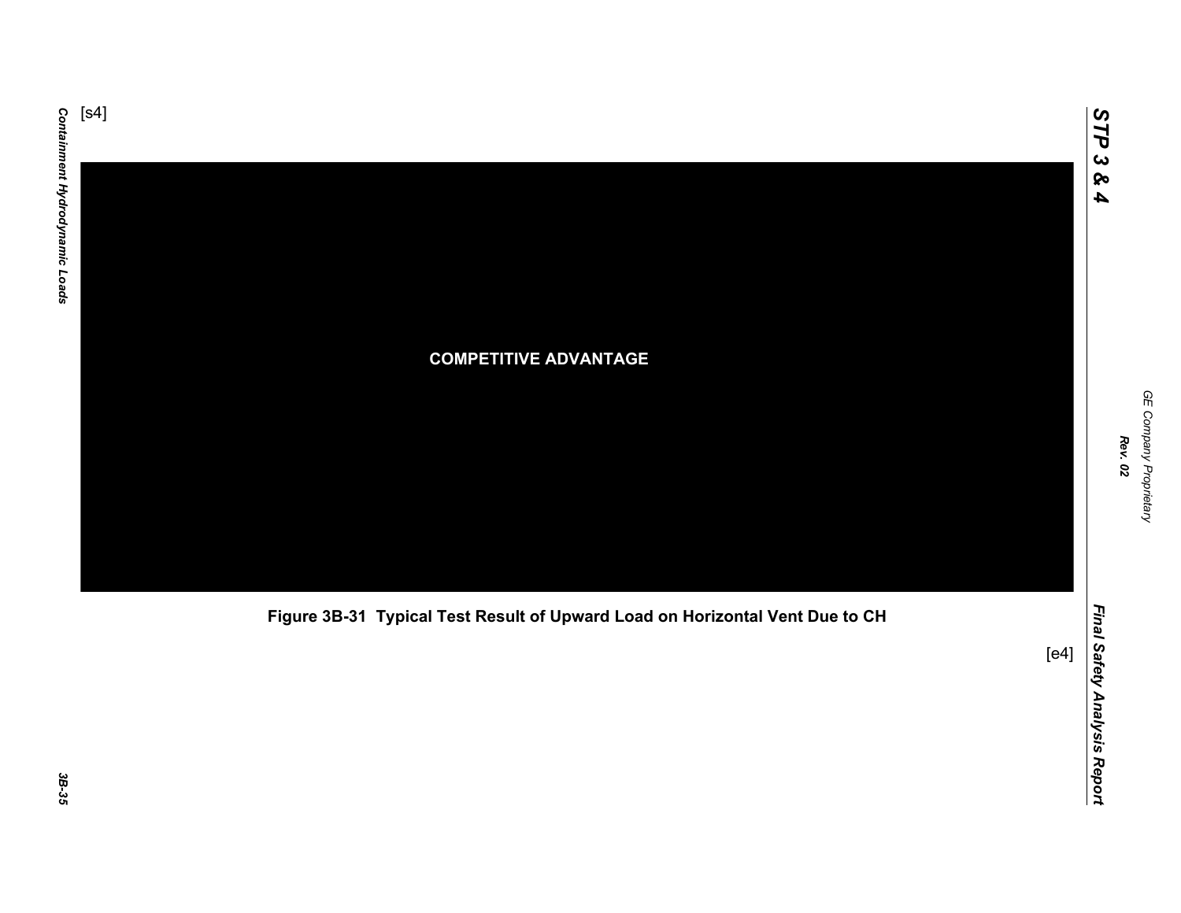[s4]

COMPETITIVE ADVANTAGE

Figure 3B-31 Typical Test Result of Upward Load on Horizontal Vent Due to CH

[e4]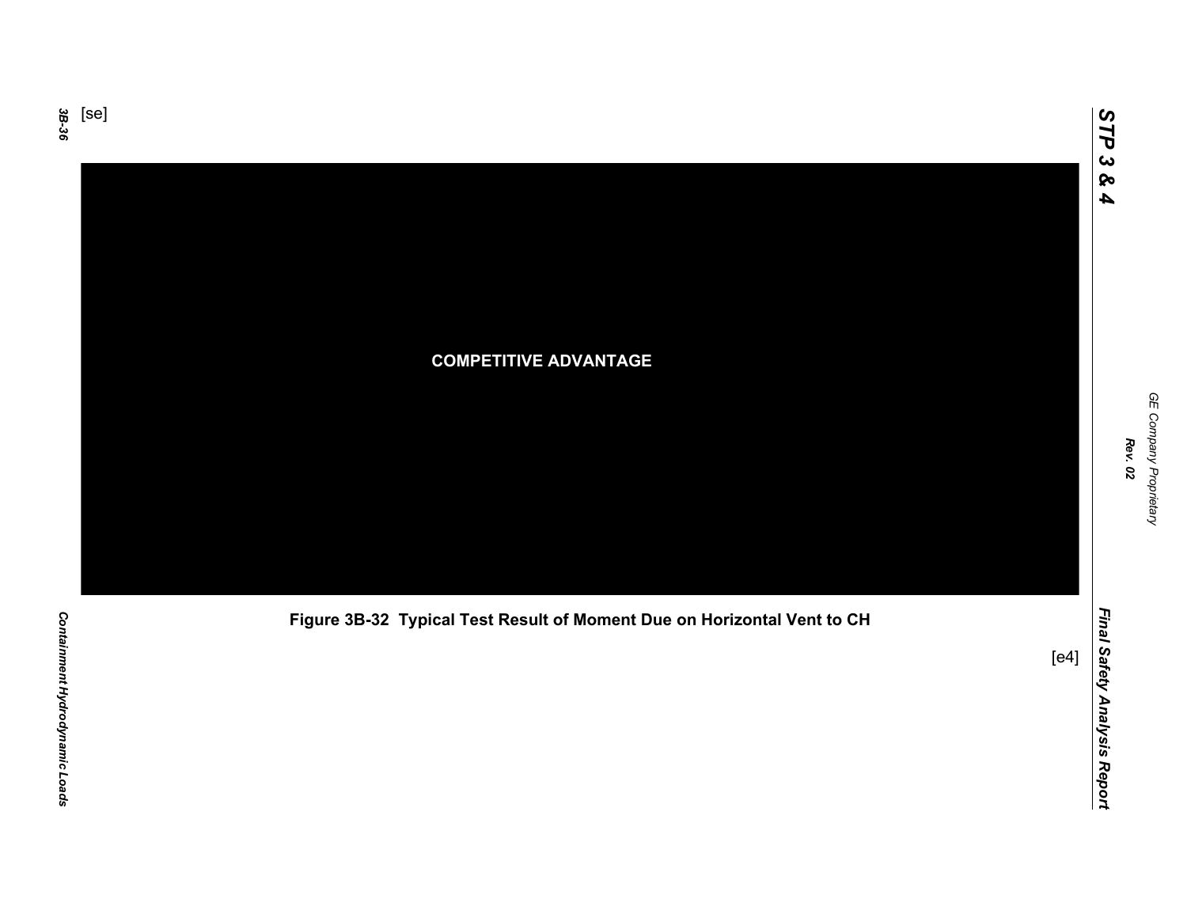[se]

COMPETITIVE ADVANTAGE

Figure 3B-32 Typical Test Result of Moment Due on Horizontal Vent to CH

[e4]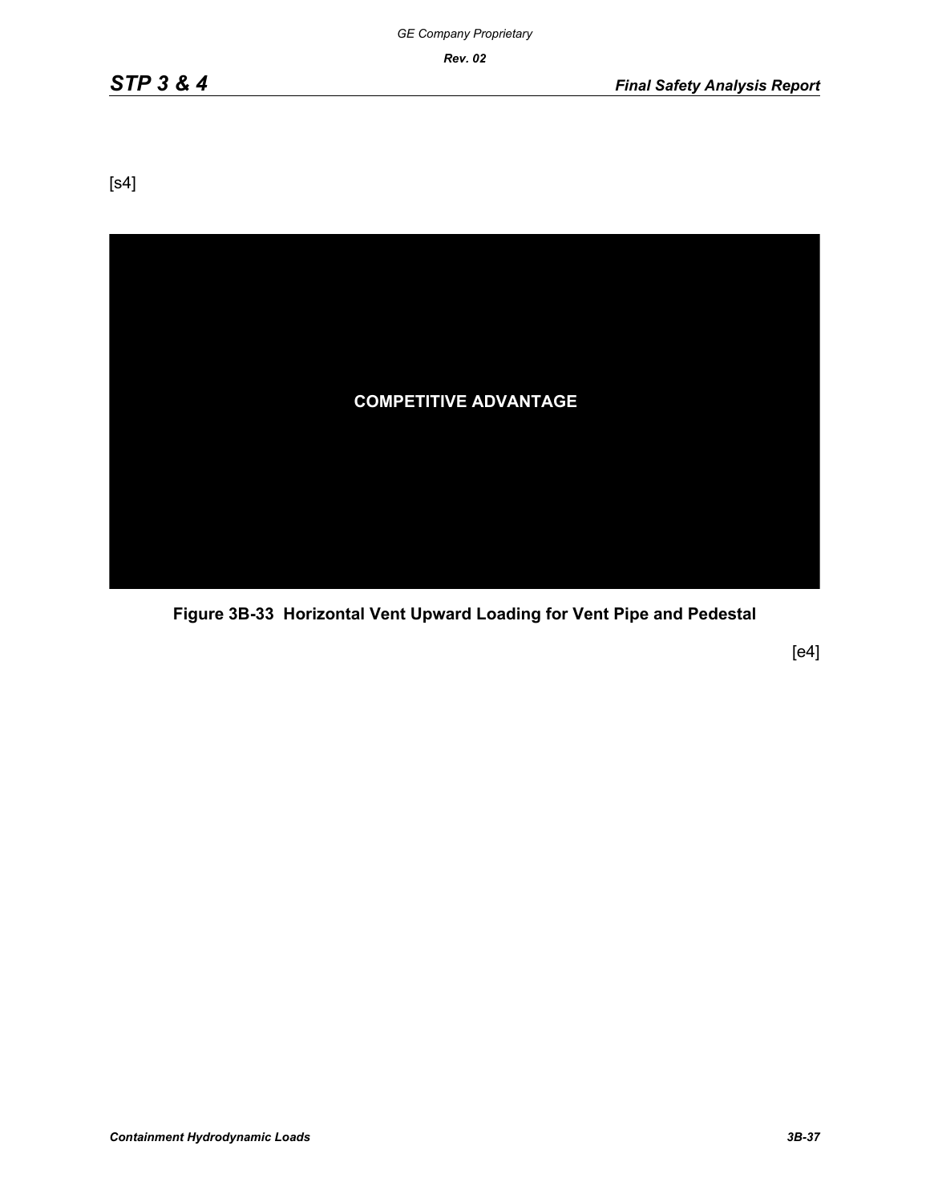[s4]

COMPETITIVE ADVANTAGE

**Figure 3B-33 Horizontal Vent Upward Loading for Vent Pipe and Pedestal**

[e4]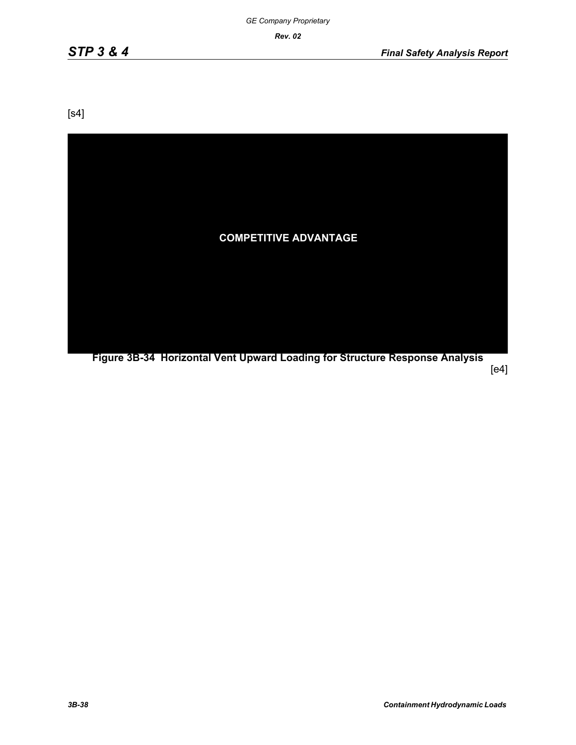[s4]

COMPETITIVE ADVANTAGE

**Figure 3B-34 Horizontal Vent Upward Loading for Structure Response Analysis**

[e4]